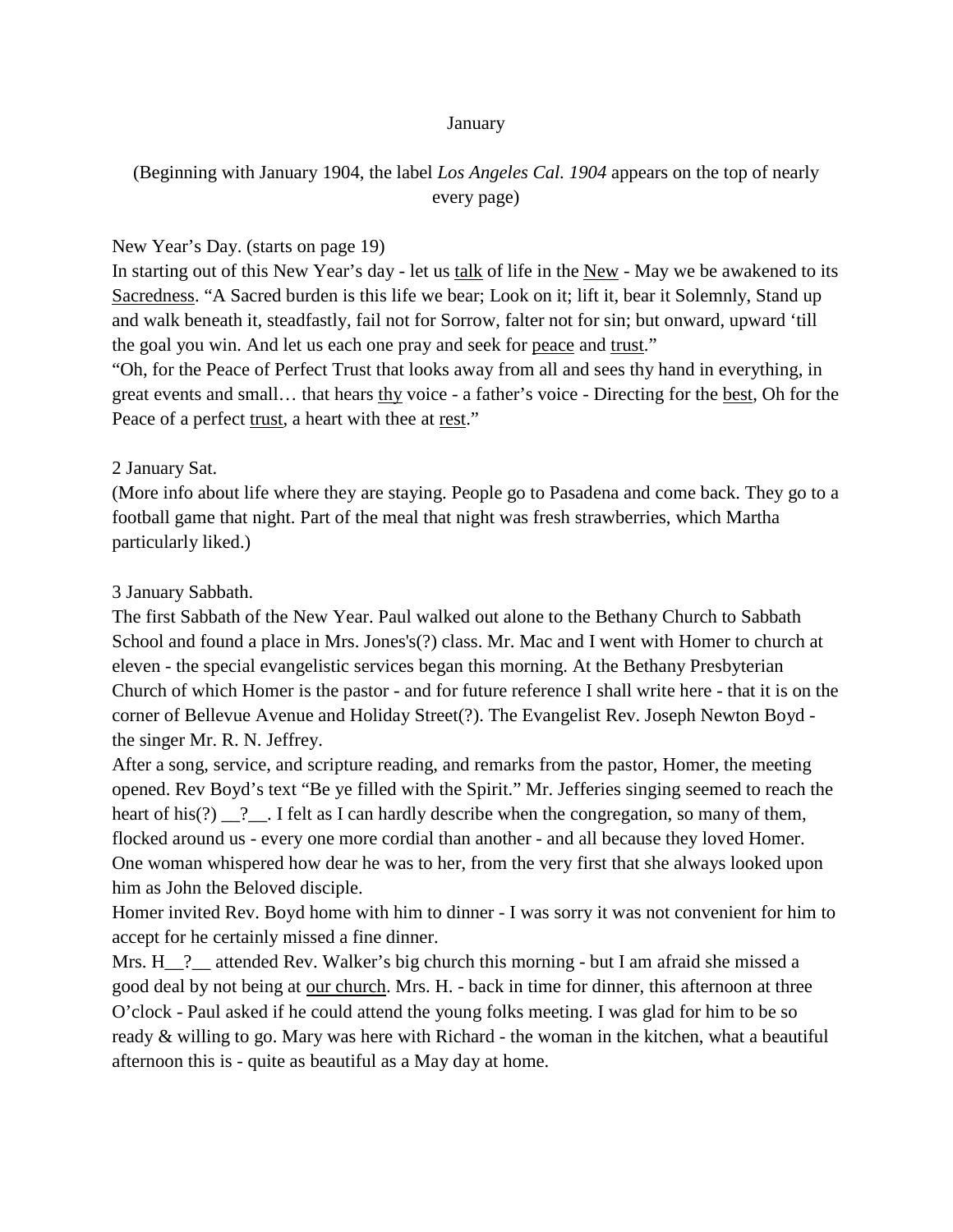# January

(Beginning with January 1904, the label *Los Angeles Cal. 1904* appears on the top of nearly every page)

New Year's Day. (starts on page 19)

In starting out of this New Year's day - let us <u>talk</u> of life in the <u>New</u> - May we be awakened to its <u>Sacredness</u>. "A Sacred burden is this life we bear; Look on it; lift it, bear it Solemnly, Stand up and walk beneath it, steadfastly, fail not for Sorrow, falter not for sin; but onward, upward 'till the goal you win. And let us each one pray and seek for <u>peace</u> and <u>trust</u>."

"Oh, for the Peace of Perfect Trust that looks away from all and sees thy hand in everything, in great events and small… that hears <u>thy</u> voice - a father's voice - Directing for the <u>best</u>, Oh for the Peace of a perfect <u>trust</u>, a heart with thee at <u>rest</u>."

2 January Sat.

(More info about life where they are staying. People go to Pasadena and come back. They go to a football game that night. Part of the meal that night was fresh strawberries, which Martha particularly liked.)

3 January Sabbath.

The first Sabbath of the New Year. Paul walked out alone to the Bethany Church to Sabbath School and found a place in Mrs. Jones's(?) class. Mr. Mac and I went with Homer to church at eleven - the special evangelistic services began this morning. At the Bethany Presbyterian Church of which Homer is the pastor - and for future reference I shall write here - that it is on the corner of Bellevue Avenue and Holiday Street(?). The Evangelist Rev. Joseph Newton Boyd - the singer Mr. R. N. Jeffrey.

After a song, service, and scripture reading, and remarks from the pastor, Homer, the meeting opened. Rev Boyd's text "Be ye filled with the Spirit." Mr. Jefferies singing seemed to reach the heart of his(?) \_\_?\_\_. I felt as I can hardly describe when the congregation, so many of them, flocked around us - every one more cordial than another - and all because they loved Homer. One woman whispered how dear he was to her, from the very first that she always looked upon him as John the Beloved disciple.

Homer invited Rev. Boyd home with him to dinner - I was sorry it was not convenient for him to accept for he certainly missed a fine dinner.

Mrs. H\_\_?\_\_ attended Rev. Walker's big church this morning - but I am afraid she missed a good deal by not being at <u>our church</u>. Mrs. H. - back in time for dinner, this afternoon at three O'clock - Paul asked if he could attend the young folks meeting. I was glad for him to be so ready & willing to go. Mary was here with Richard - the woman in the kitchen, what a beautiful afternoon this is - quite as beautiful as a May day at home.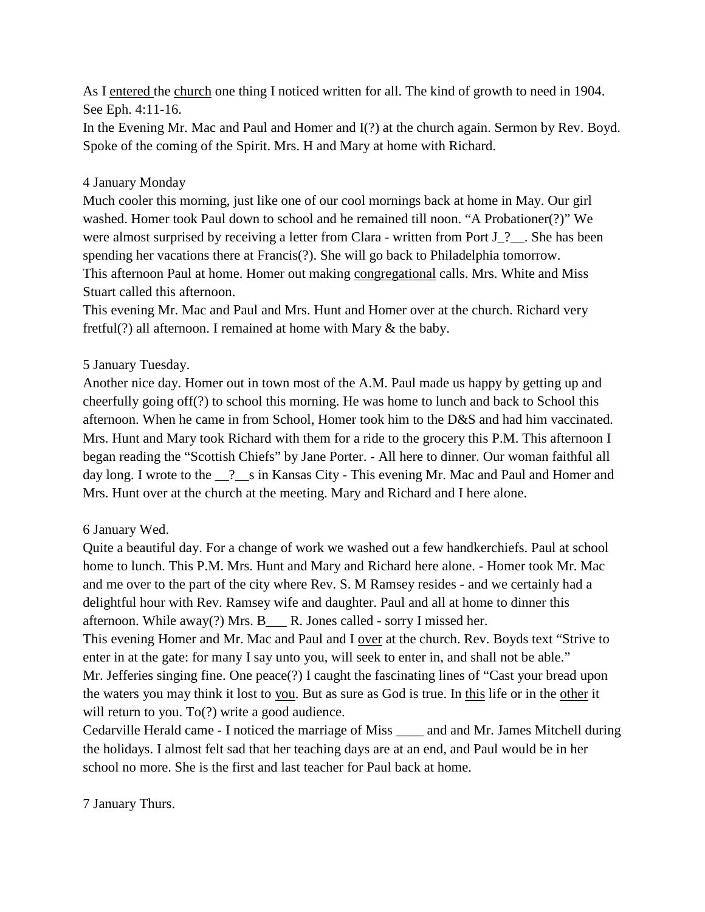As I entered the church one thing I noticed written for all. The kind of growth to need in 1904. See Eph. 4:11-16.
In the Evening Mr. Mac and Paul and Homer and I(?) at the church again. Sermon by Rev. Boyd. Spoke of the coming of the Spirit. Mrs. H and Mary at home with Richard.

4 January Monday
Much cooler this morning, just like one of our cool mornings back at home in May. Our girl washed. Homer took Paul down to school and he remained till noon. "A Probationer(?)" We were almost surprised by receiving a letter from Clara - written from Port J_?__. She has been spending her vacations there at Francis(?). She will go back to Philadelphia tomorrow.
This afternoon Paul at home. Homer out making congregational calls. Mrs. White and Miss Stuart called this afternoon.
This evening Mr. Mac and Paul and Mrs. Hunt and Homer over at the church. Richard very fretful(?) all afternoon. I remained at home with Mary & the baby.

5 January Tuesday.
Another nice day. Homer out in town most of the A.M. Paul made us happy by getting up and cheerfully going off(?) to school this morning. He was home to lunch and back to School this afternoon. When he came in from School, Homer took him to the D&S and had him vaccinated. Mrs. Hunt and Mary took Richard with them for a ride to the grocery this P.M. This afternoon I began reading the "Scottish Chiefs" by Jane Porter. - All here to dinner. Our woman faithful all day long. I wrote to the __?__s in Kansas City - This evening Mr. Mac and Paul and Homer and Mrs. Hunt over at the church at the meeting. Mary and Richard and I here alone.

6 January Wed.
Quite a beautiful day. For a change of work we washed out a few handkerchiefs. Paul at school home to lunch. This P.M. Mrs. Hunt and Mary and Richard here alone. - Homer took Mr. Mac and me over to the part of the city where Rev. S. M Ramsey resides - and we certainly had a delightful hour with Rev. Ramsey wife and daughter. Paul and all at home to dinner this afternoon. While away(?) Mrs. B___ R. Jones called - sorry I missed her.
This evening Homer and Mr. Mac and Paul and I over at the church. Rev. Boyds text "Strive to enter in at the gate: for many I say unto you, will seek to enter in, and shall not be able."
Mr. Jefferies singing fine. One peace(?) I caught the fascinating lines of "Cast your bread upon the waters you may think it lost to you. But as sure as God is true. In this life or in the other it will return to you. To(?) write a good audience.
Cedarville Herald came - I noticed the marriage of Miss ____ and and Mr. James Mitchell during the holidays. I almost felt sad that her teaching days are at an end, and Paul would be in her school no more. She is the first and last teacher for Paul back at home.

7 January Thurs.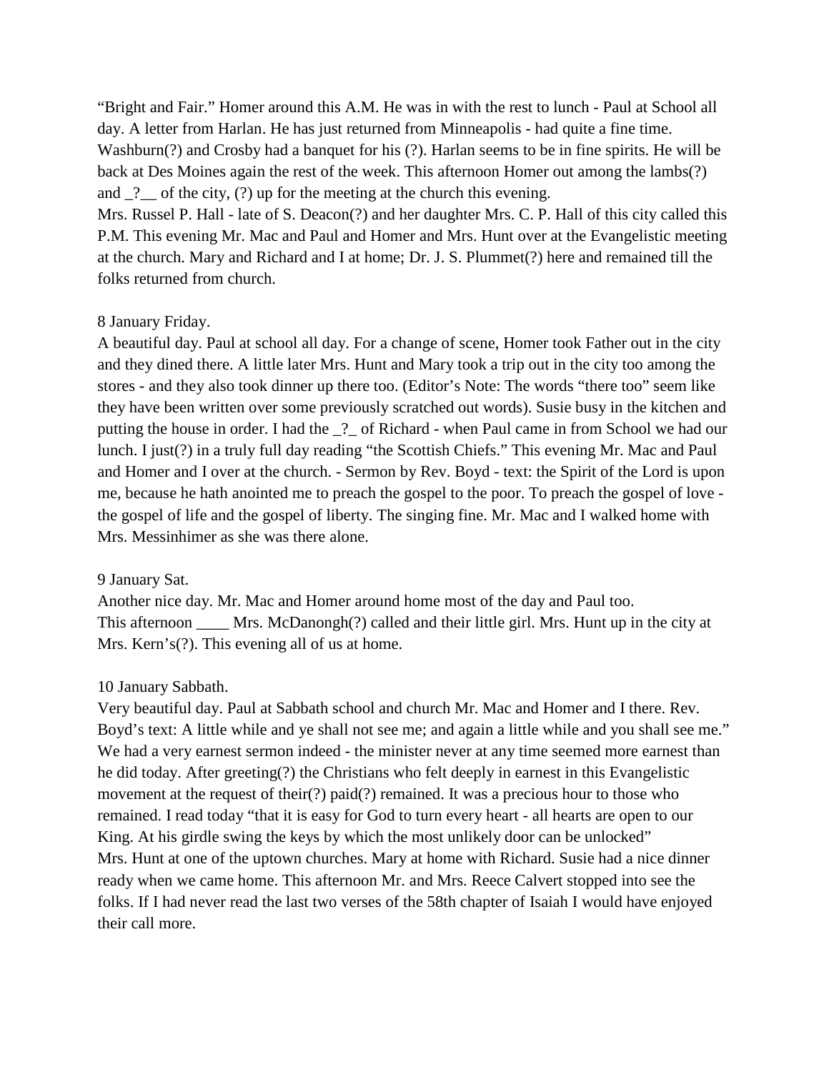"Bright and Fair." Homer around this A.M. He was in with the rest to lunch - Paul at School all day. A letter from Harlan. He has just returned from Minneapolis - had quite a fine time. Washburn(?) and Crosby had a banquet for his (?). Harlan seems to be in fine spirits. He will be back at Des Moines again the rest of the week. This afternoon Homer out among the lambs(?) and _?__ of the city, (?) up for the meeting at the church this evening.
Mrs. Russel P. Hall - late of S. Deacon(?) and her daughter Mrs. C. P. Hall of this city called this P.M. This evening Mr. Mac and Paul and Homer and Mrs. Hunt over at the Evangelistic meeting at the church. Mary and Richard and I at home; Dr. J. S. Plummet(?) here and remained till the folks returned from church.

8 January Friday.
A beautiful day. Paul at school all day. For a change of scene, Homer took Father out in the city and they dined there. A little later Mrs. Hunt and Mary took a trip out in the city too among the stores - and they also took dinner up there too. (Editor's Note: The words "there too" seem like they have been written over some previously scratched out words). Susie busy in the kitchen and putting the house in order. I had the _?_ of Richard - when Paul came in from School we had our lunch. I just(?) in a truly full day reading "the Scottish Chiefs." This evening Mr. Mac and Paul and Homer and I over at the church. - Sermon by Rev. Boyd - text: the Spirit of the Lord is upon me, because he hath anointed me to preach the gospel to the poor. To preach the gospel of love - the gospel of life and the gospel of liberty. The singing fine. Mr. Mac and I walked home with Mrs. Messinhimer as she was there alone.

9 January Sat.
Another nice day. Mr. Mac and Homer around home most of the day and Paul too.
This afternoon ____ Mrs. McDanongh(?) called and their little girl. Mrs. Hunt up in the city at Mrs. Kern's(?). This evening all of us at home.

10 January Sabbath.
Very beautiful day. Paul at Sabbath school and church Mr. Mac and Homer and I there. Rev. Boyd's text: A little while and ye shall not see me; and again a little while and you shall see me." We had a very earnest sermon indeed - the minister never at any time seemed more earnest than he did today. After greeting(?) the Christians who felt deeply in earnest in this Evangelistic movement at the request of their(?) paid(?) remained. It was a precious hour to those who remained. I read today "that it is easy for God to turn every heart - all hearts are open to our King. At his girdle swing the keys by which the most unlikely door can be unlocked"
Mrs. Hunt at one of the uptown churches. Mary at home with Richard. Susie had a nice dinner ready when we came home. This afternoon Mr. and Mrs. Reece Calvert stopped into see the folks. If I had never read the last two verses of the 58th chapter of Isaiah I would have enjoyed their call more.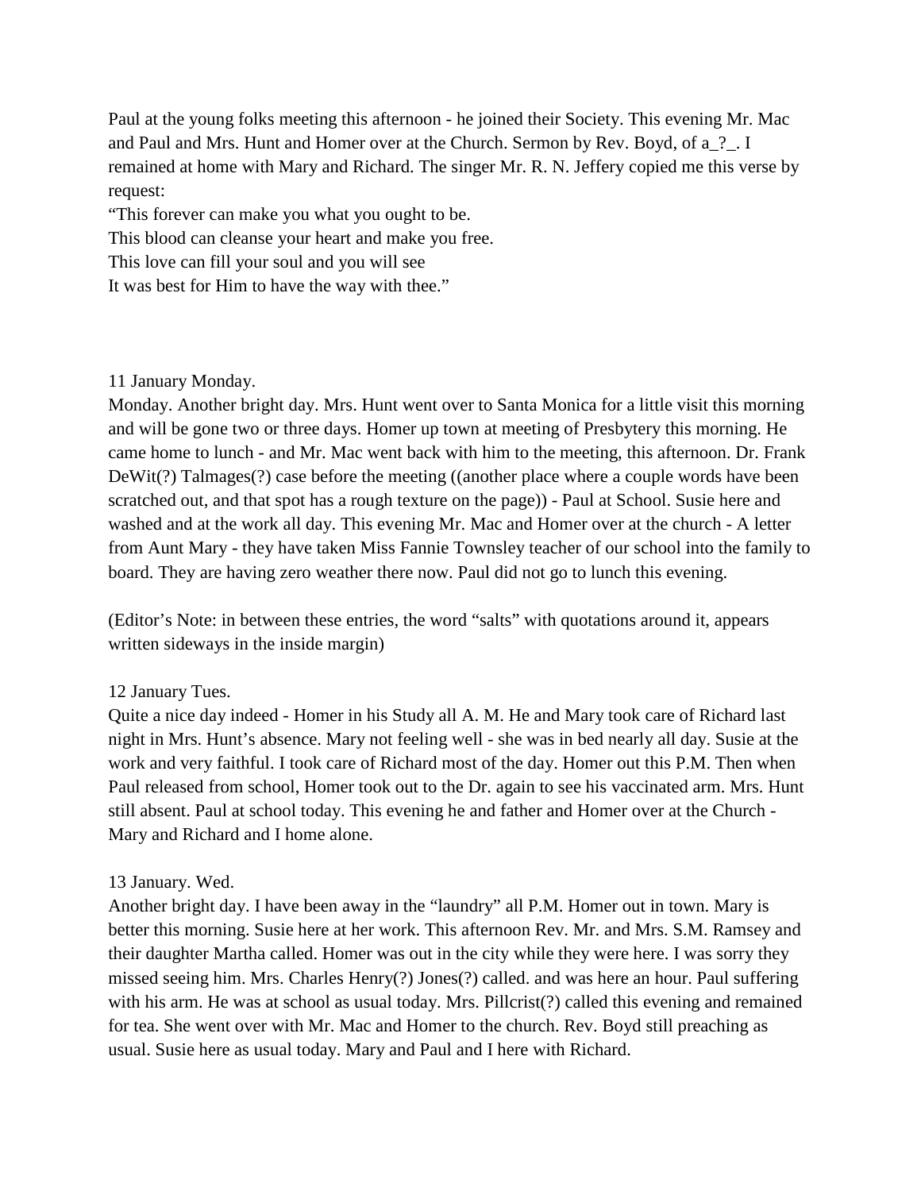Paul at the young folks meeting this afternoon - he joined their Society. This evening Mr. Mac and Paul and Mrs. Hunt and Homer over at the Church. Sermon by Rev. Boyd, of a_?_. I remained at home with Mary and Richard. The singer Mr. R. N. Jeffery copied me this verse by request:

"This forever can make you what you ought to be.
This blood can cleanse your heart and make you free.
This love can fill your soul and you will see
It was best for Him to have the way with thee."

11 January Monday.
Monday. Another bright day. Mrs. Hunt went over to Santa Monica for a little visit this morning and will be gone two or three days. Homer up town at meeting of Presbytery this morning. He came home to lunch - and Mr. Mac went back with him to the meeting, this afternoon. Dr. Frank DeWit(?) Talmages(?) case before the meeting ((another place where a couple words have been scratched out, and that spot has a rough texture on the page)) - Paul at School. Susie here and washed and at the work all day. This evening Mr. Mac and Homer over at the church - A letter from Aunt Mary - they have taken Miss Fannie Townsley teacher of our school into the family to board. They are having zero weather there now. Paul did not go to lunch this evening.

(Editor's Note: in between these entries, the word "salts" with quotations around it, appears written sideways in the inside margin)

12 January Tues.
Quite a nice day indeed - Homer in his Study all A. M. He and Mary took care of Richard last night in Mrs. Hunt's absence. Mary not feeling well - she was in bed nearly all day. Susie at the work and very faithful. I took care of Richard most of the day. Homer out this P.M. Then when Paul released from school, Homer took out to the Dr. again to see his vaccinated arm. Mrs. Hunt still absent. Paul at school today. This evening he and father and Homer over at the Church - Mary and Richard and I home alone.

13 January. Wed.
Another bright day. I have been away in the "laundry" all P.M. Homer out in town. Mary is better this morning. Susie here at her work. This afternoon Rev. Mr. and Mrs. S.M. Ramsey and their daughter Martha called. Homer was out in the city while they were here. I was sorry they missed seeing him. Mrs. Charles Henry(?) Jones(?) called. and was here an hour. Paul suffering with his arm. He was at school as usual today. Mrs. Pillcrist(?) called this evening and remained for tea. She went over with Mr. Mac and Homer to the church. Rev. Boyd still preaching as usual. Susie here as usual today. Mary and Paul and I here with Richard.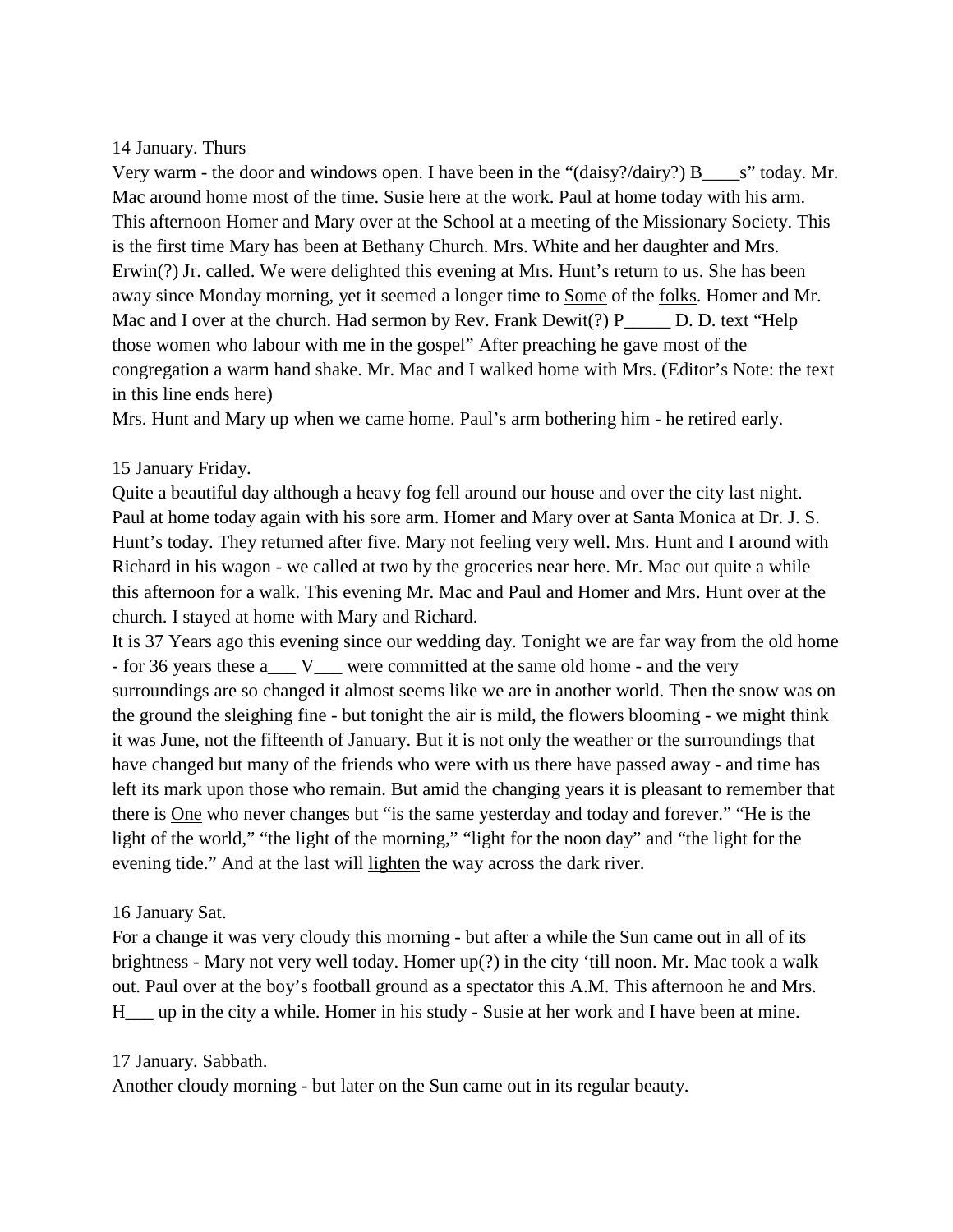14 January. Thurs

Very warm - the door and windows open. I have been in the "(daisy?/dairy?) B____s" today. Mr. Mac around home most of the time. Susie here at the work. Paul at home today with his arm. This afternoon Homer and Mary over at the School at a meeting of the Missionary Society. This is the first time Mary has been at Bethany Church. Mrs. White and her daughter and Mrs. Erwin(?) Jr. called. We were delighted this evening at Mrs. Hunt's return to us. She has been away since Monday morning, yet it seemed a longer time to <u>Some</u> of the <u>folks</u>. Homer and Mr. Mac and I over at the church. Had sermon by Rev. Frank Dewit(?) P_____ D. D. text "Help those women who labour with me in the gospel" After preaching he gave most of the congregation a warm hand shake. Mr. Mac and I walked home with Mrs. (Editor's Note: the text in this line ends here)

Mrs. Hunt and Mary up when we came home. Paul's arm bothering him - he retired early.

15 January Friday.

Quite a beautiful day although a heavy fog fell around our house and over the city last night. Paul at home today again with his sore arm. Homer and Mary over at Santa Monica at Dr. J. S. Hunt's today. They returned after five. Mary not feeling very well. Mrs. Hunt and I around with Richard in his wagon - we called at two by the groceries near here. Mr. Mac out quite a while this afternoon for a walk. This evening Mr. Mac and Paul and Homer and Mrs. Hunt over at the church. I stayed at home with Mary and Richard.

It is 37 Years ago this evening since our wedding day. Tonight we are far way from the old home - for 36 years these a___ V___ were committed at the same old home - and the very surroundings are so changed it almost seems like we are in another world. Then the snow was on the ground the sleighing fine - but tonight the air is mild, the flowers blooming - we might think it was June, not the fifteenth of January. But it is not only the weather or the surroundings that have changed but many of the friends who were with us there have passed away - and time has left its mark upon those who remain. But amid the changing years it is pleasant to remember that there is <u>One</u> who never changes but "is the same yesterday and today and forever." "He is the light of the world," "the light of the morning," "light for the noon day" and "the light for the evening tide." And at the last will <u>lighten</u> the way across the dark river.

16 January Sat.

For a change it was very cloudy this morning - but after a while the Sun came out in all of its brightness - Mary not very well today. Homer up(?) in the city 'till noon. Mr. Mac took a walk out. Paul over at the boy's football ground as a spectator this A.M. This afternoon he and Mrs. H___ up in the city a while. Homer in his study - Susie at her work and I have been at mine.

17 January. Sabbath.

Another cloudy morning - but later on the Sun came out in its regular beauty.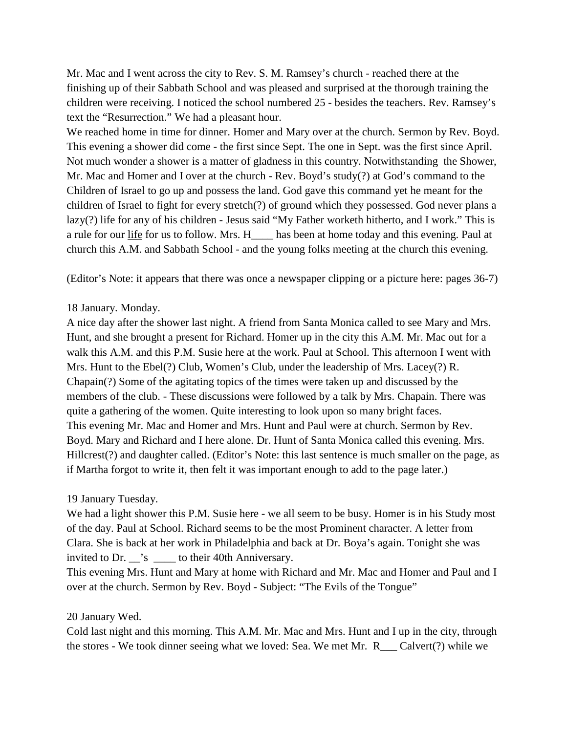Mr. Mac and I went across the city to Rev. S. M. Ramsey's church - reached there at the finishing up of their Sabbath School and was pleased and surprised at the thorough training the children were receiving. I noticed the school numbered 25 - besides the teachers. Rev. Ramsey's text the "Resurrection." We had a pleasant hour.

We reached home in time for dinner. Homer and Mary over at the church. Sermon by Rev. Boyd. This evening a shower did come - the first since Sept. The one in Sept. was the first since April. Not much wonder a shower is a matter of gladness in this country. Notwithstanding the Shower, Mr. Mac and Homer and I over at the church - Rev. Boyd's study(?) at God's command to the Children of Israel to go up and possess the land. God gave this command yet he meant for the children of Israel to fight for every stretch(?) of ground which they possessed. God never plans a lazy(?) life for any of his children - Jesus said "My Father worketh hitherto, and I work." This is a rule for our <u>life</u> for us to follow. Mrs. H____ has been at home today and this evening. Paul at church this A.M. and Sabbath School - and the young folks meeting at the church this evening.

(Editor's Note: it appears that there was once a newspaper clipping or a picture here: pages 36-7)

18 January. Monday.

A nice day after the shower last night. A friend from Santa Monica called to see Mary and Mrs. Hunt, and she brought a present for Richard. Homer up in the city this A.M. Mr. Mac out for a walk this A.M. and this P.M. Susie here at the work. Paul at School. This afternoon I went with Mrs. Hunt to the Ebel(?) Club, Women's Club, under the leadership of Mrs. Lacey(?) R. Chapain(?) Some of the agitating topics of the times were taken up and discussed by the members of the club. - These discussions were followed by a talk by Mrs. Chapain. There was quite a gathering of the women. Quite interesting to look upon so many bright faces.

This evening Mr. Mac and Homer and Mrs. Hunt and Paul were at church. Sermon by Rev. Boyd. Mary and Richard and I here alone. Dr. Hunt of Santa Monica called this evening. Mrs. Hillcrest(?) and daughter called. (Editor's Note: this last sentence is much smaller on the page, as if Martha forgot to write it, then felt it was important enough to add to the page later.)

19 January Tuesday.

We had a light shower this P.M. Susie here - we all seem to be busy. Homer is in his Study most of the day. Paul at School. Richard seems to be the most Prominent character. A letter from Clara. She is back at her work in Philadelphia and back at Dr. Boya's again. Tonight she was invited to Dr. __'s ____ to their 40th Anniversary.

This evening Mrs. Hunt and Mary at home with Richard and Mr. Mac and Homer and Paul and I over at the church. Sermon by Rev. Boyd - Subject: "The Evils of the Tongue"

20 January Wed.

Cold last night and this morning. This A.M. Mr. Mac and Mrs. Hunt and I up in the city, through the stores - We took dinner seeing what we loved: Sea. We met Mr. R___ Calvert(?) while we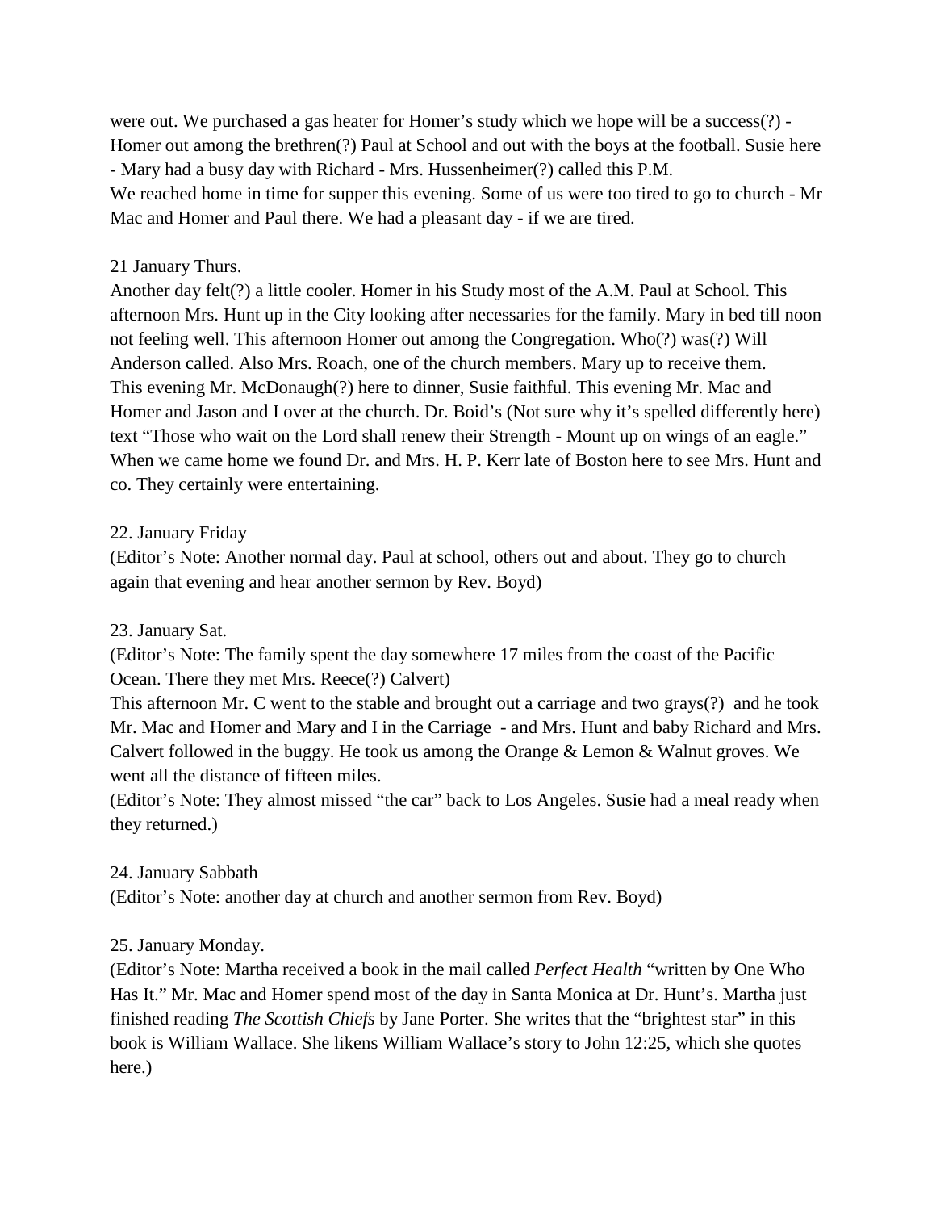were out. We purchased a gas heater for Homer's study which we hope will be a success(?) - Homer out among the brethren(?) Paul at School and out with the boys at the football. Susie here - Mary had a busy day with Richard - Mrs. Hussenheimer(?) called this P.M.
We reached home in time for supper this evening. Some of us were too tired to go to church - Mr Mac and Homer and Paul there. We had a pleasant day - if we are tired.

21 January Thurs.
Another day felt(?) a little cooler. Homer in his Study most of the A.M. Paul at School. This afternoon Mrs. Hunt up in the City looking after necessaries for the family. Mary in bed till noon not feeling well. This afternoon Homer out among the Congregation. Who(?) was(?) Will Anderson called. Also Mrs. Roach, one of the church members. Mary up to receive them.
This evening Mr. McDonaugh(?) here to dinner, Susie faithful. This evening Mr. Mac and Homer and Jason and I over at the church. Dr. Boid's (Not sure why it's spelled differently here) text "Those who wait on the Lord shall renew their Strength - Mount up on wings of an eagle." When we came home we found Dr. and Mrs. H. P. Kerr late of Boston here to see Mrs. Hunt and co. They certainly were entertaining.

22. January Friday
(Editor's Note: Another normal day. Paul at school, others out and about. They go to church again that evening and hear another sermon by Rev. Boyd)

23. January Sat.
(Editor's Note: The family spent the day somewhere 17 miles from the coast of the Pacific Ocean. There they met Mrs. Reece(?) Calvert)
This afternoon Mr. C went to the stable and brought out a carriage and two grays(?) and he took Mr. Mac and Homer and Mary and I in the Carriage - and Mrs. Hunt and baby Richard and Mrs. Calvert followed in the buggy. He took us among the Orange & Lemon & Walnut groves. We went all the distance of fifteen miles.
(Editor's Note: They almost missed "the car" back to Los Angeles. Susie had a meal ready when they returned.)

24. January Sabbath
(Editor's Note: another day at church and another sermon from Rev. Boyd)

25. January Monday.
(Editor's Note: Martha received a book in the mail called *Perfect Health* "written by One Who Has It." Mr. Mac and Homer spend most of the day in Santa Monica at Dr. Hunt's. Martha just finished reading *The Scottish Chiefs* by Jane Porter. She writes that the "brightest star" in this book is William Wallace. She likens William Wallace's story to John 12:25, which she quotes here.)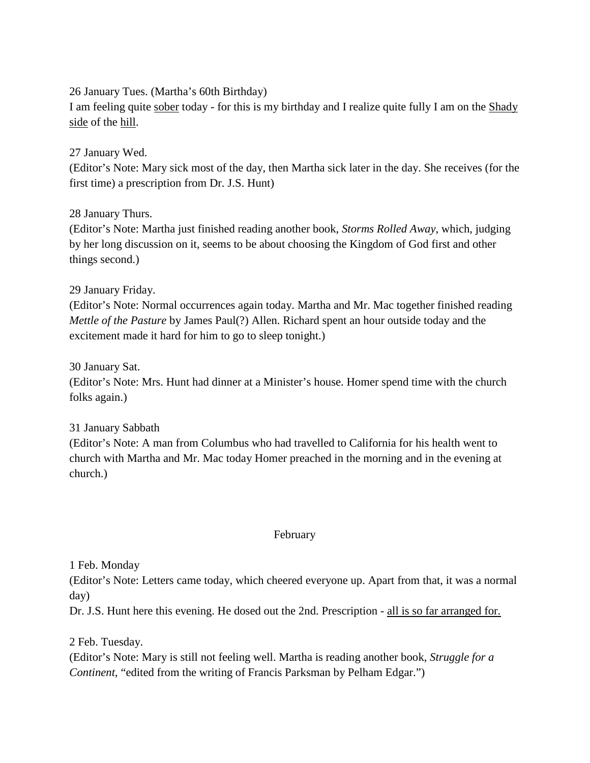26 January Tues. (Martha's 60th Birthday)
I am feeling quite <u>sober</u> today - for this is my birthday and I realize quite fully I am on the <u>Shady side</u> of the <u>hill</u>.

27 January Wed.
(Editor's Note: Mary sick most of the day, then Martha sick later in the day. She receives (for the first time) a prescription from Dr. J.S. Hunt)

28 January Thurs.
(Editor's Note: Martha just finished reading another book, *Storms Rolled Away*, which, judging by her long discussion on it, seems to be about choosing the Kingdom of God first and other things second.)

29 January Friday.
(Editor's Note: Normal occurrences again today. Martha and Mr. Mac together finished reading *Mettle of the Pasture* by James Paul(?) Allen. Richard spent an hour outside today and the excitement made it hard for him to go to sleep tonight.)

30 January Sat.
(Editor's Note: Mrs. Hunt had dinner at a Minister's house. Homer spend time with the church folks again.)

31 January Sabbath
(Editor's Note: A man from Columbus who had travelled to California for his health went to church with Martha and Mr. Mac today Homer preached in the morning and in the evening at church.)

## February

1 Feb. Monday
(Editor's Note: Letters came today, which cheered everyone up. Apart from that, it was a normal day)
Dr. J.S. Hunt here this evening. He dosed out the 2nd. Prescription - <u>all is so far arranged for.</u>

2 Feb. Tuesday.
(Editor's Note: Mary is still not feeling well. Martha is reading another book, *Struggle for a Continent*, "edited from the writing of Francis Parksman by Pelham Edgar.")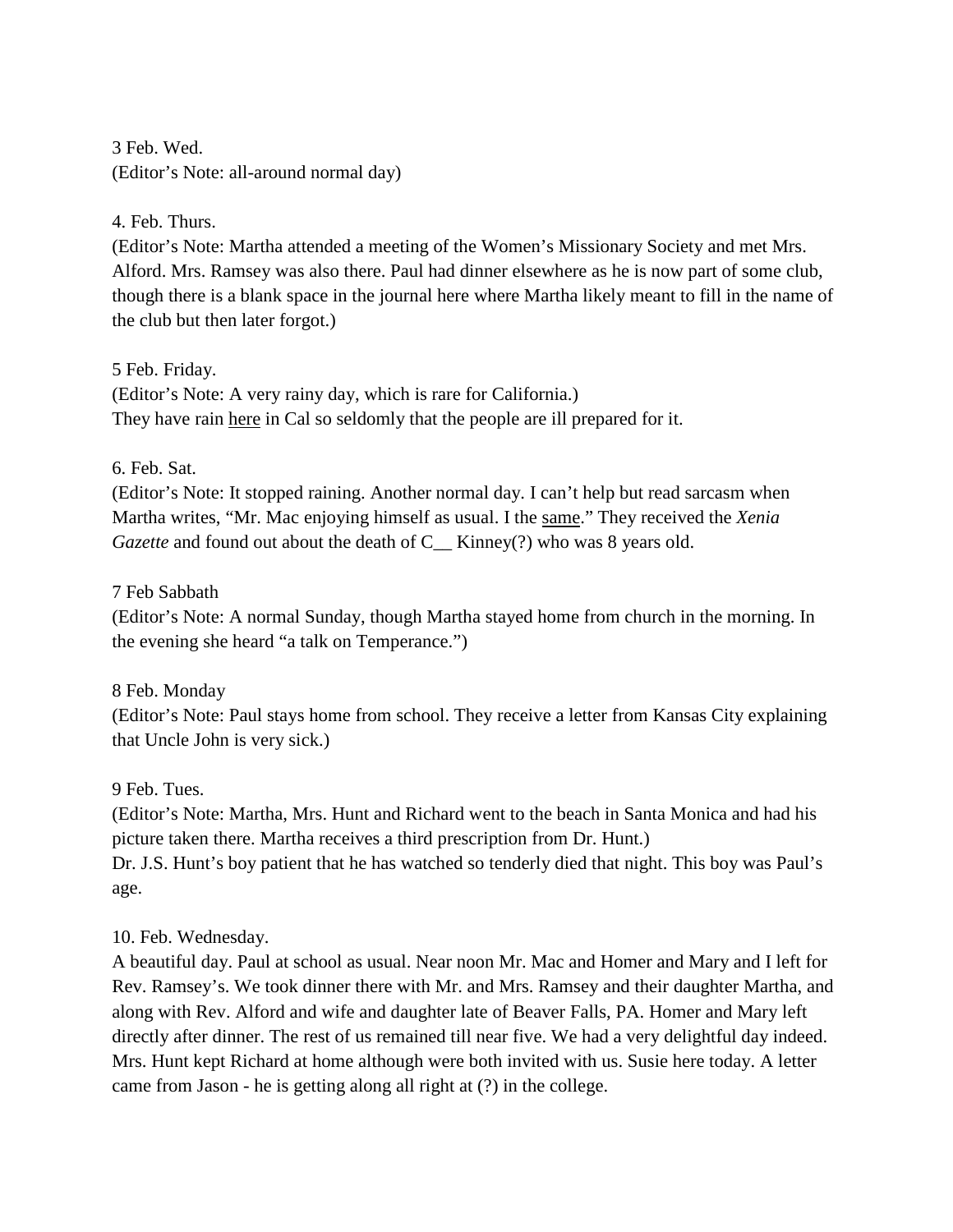3 Feb. Wed.
(Editor's Note: all-around normal day)

4. Feb. Thurs.
(Editor's Note: Martha attended a meeting of the Women's Missionary Society and met Mrs. Alford. Mrs. Ramsey was also there. Paul had dinner elsewhere as he is now part of some club, though there is a blank space in the journal here where Martha likely meant to fill in the name of the club but then later forgot.)

5 Feb. Friday.
(Editor's Note: A very rainy day, which is rare for California.)
They have rain <u>here</u> in Cal so seldomly that the people are ill prepared for it.

6. Feb. Sat.
(Editor's Note: It stopped raining. Another normal day. I can't help but read sarcasm when Martha writes, "Mr. Mac enjoying himself as usual. I the <u>same</u>." They received the *Xenia Gazette* and found out about the death of C__ Kinney(?) who was 8 years old.

7 Feb Sabbath
(Editor's Note: A normal Sunday, though Martha stayed home from church in the morning. In the evening she heard "a talk on Temperance.")

8 Feb. Monday
(Editor's Note: Paul stays home from school. They receive a letter from Kansas City explaining that Uncle John is very sick.)

9 Feb. Tues.
(Editor's Note: Martha, Mrs. Hunt and Richard went to the beach in Santa Monica and had his picture taken there. Martha receives a third prescription from Dr. Hunt.)
Dr. J.S. Hunt's boy patient that he has watched so tenderly died that night. This boy was Paul's age.

10. Feb. Wednesday.
A beautiful day. Paul at school as usual. Near noon Mr. Mac and Homer and Mary and I left for Rev. Ramsey's. We took dinner there with Mr. and Mrs. Ramsey and their daughter Martha, and along with Rev. Alford and wife and daughter late of Beaver Falls, PA. Homer and Mary left directly after dinner. The rest of us remained till near five. We had a very delightful day indeed. Mrs. Hunt kept Richard at home although were both invited with us. Susie here today. A letter came from Jason - he is getting along all right at (?) in the college.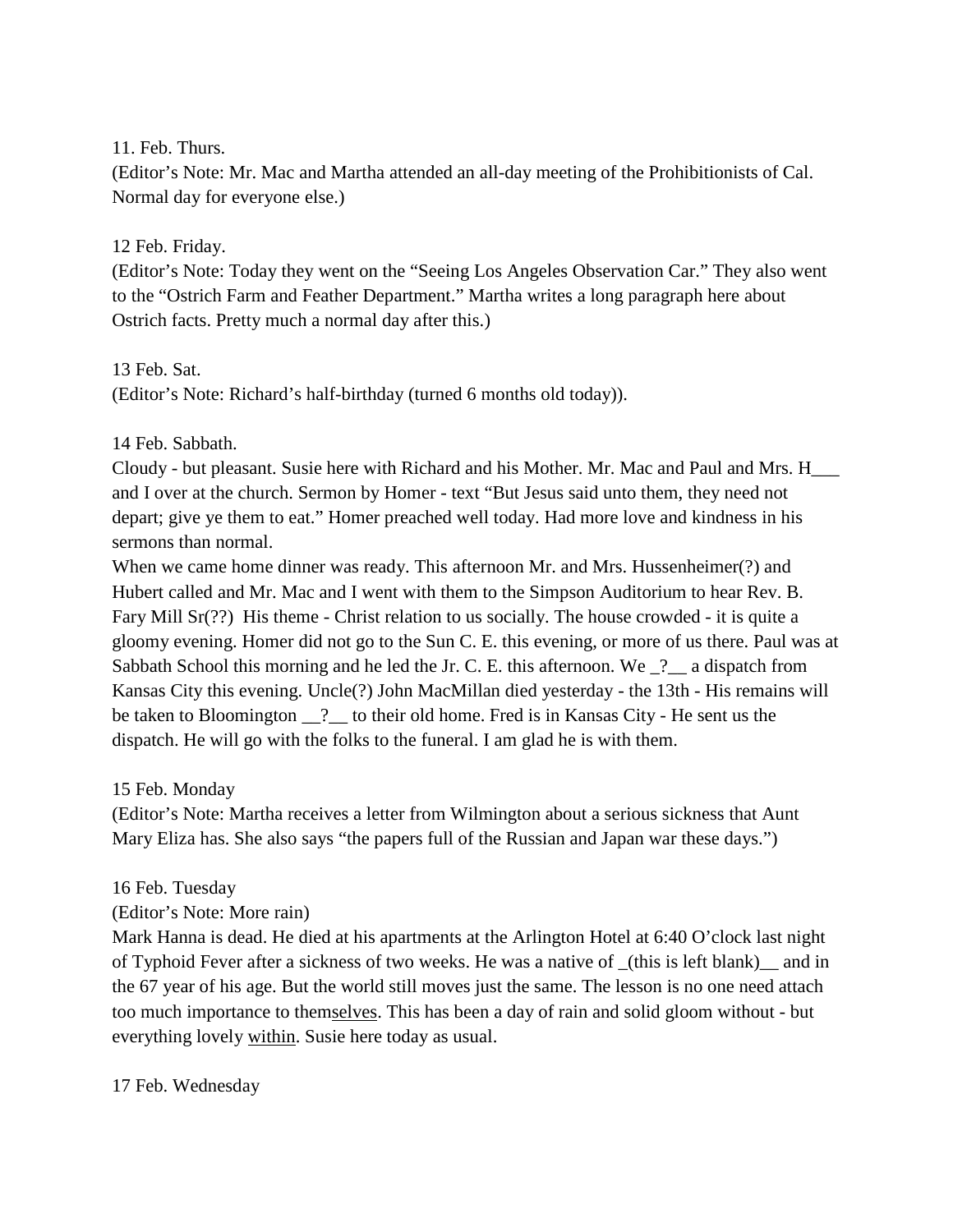11. Feb. Thurs.
(Editor's Note: Mr. Mac and Martha attended an all-day meeting of the Prohibitionists of Cal. Normal day for everyone else.)

12 Feb. Friday.
(Editor's Note: Today they went on the "Seeing Los Angeles Observation Car." They also went to the "Ostrich Farm and Feather Department." Martha writes a long paragraph here about Ostrich facts. Pretty much a normal day after this.)

13 Feb. Sat.
(Editor's Note: Richard's half-birthday (turned 6 months old today)).

14 Feb. Sabbath.
Cloudy - but pleasant. Susie here with Richard and his Mother. Mr. Mac and Paul and Mrs. H___ and I over at the church. Sermon by Homer - text "But Jesus said unto them, they need not depart; give ye them to eat." Homer preached well today. Had more love and kindness in his sermons than normal.
When we came home dinner was ready. This afternoon Mr. and Mrs. Hussenheimer(?) and Hubert called and Mr. Mac and I went with them to the Simpson Auditorium to hear Rev. B. Fary Mill Sr(??) His theme - Christ relation to us socially. The house crowded - it is quite a gloomy evening. Homer did not go to the Sun C. E. this evening, or more of us there. Paul was at Sabbath School this morning and he led the Jr. C. E. this afternoon. We _?__ a dispatch from Kansas City this evening. Uncle(?) John MacMillan died yesterday - the 13th - His remains will be taken to Bloomington __?__ to their old home. Fred is in Kansas City - He sent us the dispatch. He will go with the folks to the funeral. I am glad he is with them.

15 Feb. Monday
(Editor's Note: Martha receives a letter from Wilmington about a serious sickness that Aunt Mary Eliza has. She also says "the papers full of the Russian and Japan war these days.")

16 Feb. Tuesday
(Editor's Note: More rain)
Mark Hanna is dead. He died at his apartments at the Arlington Hotel at 6:40 O'clock last night of Typhoid Fever after a sickness of two weeks. He was a native of _(this is left blank)__ and in the 67 year of his age. But the world still moves just the same. The lesson is no one need attach too much importance to them<u>selves</u>. This has been a day of rain and solid gloom without - but everything lovely <u>within</u>. Susie here today as usual.

17 Feb. Wednesday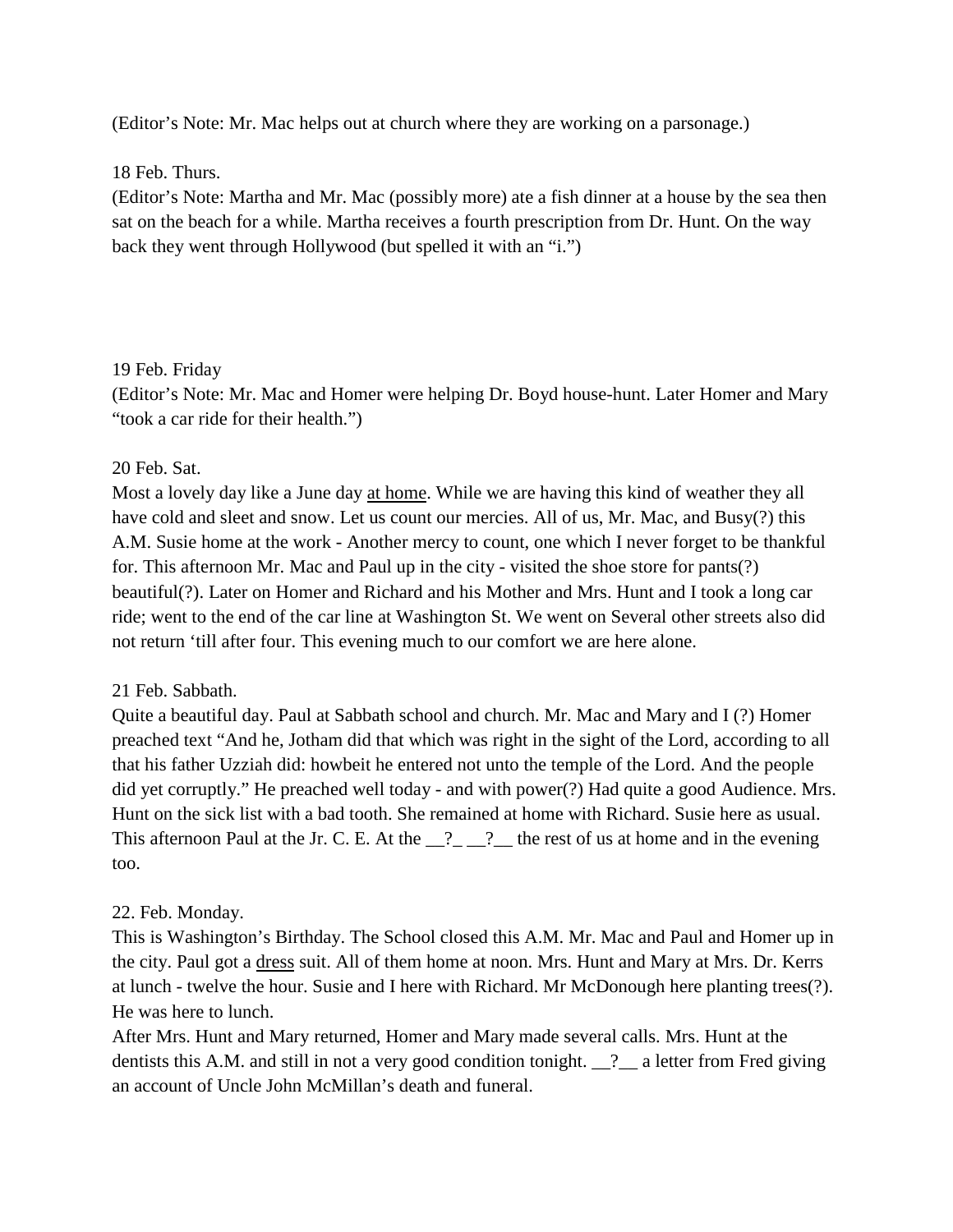(Editor's Note: Mr. Mac helps out at church where they are working on a parsonage.)

18 Feb. Thurs.
(Editor's Note: Martha and Mr. Mac (possibly more) ate a fish dinner at a house by the sea then sat on the beach for a while. Martha receives a fourth prescription from Dr. Hunt. On the way back they went through Hollywood (but spelled it with an "i.")

19 Feb. Friday
(Editor's Note: Mr. Mac and Homer were helping Dr. Boyd house-hunt. Later Homer and Mary "took a car ride for their health.")

20 Feb. Sat.
Most a lovely day like a June day <u>at home</u>. While we are having this kind of weather they all have cold and sleet and snow. Let us count our mercies. All of us, Mr. Mac, and Busy(?) this A.M. Susie home at the work - Another mercy to count, one which I never forget to be thankful for. This afternoon Mr. Mac and Paul up in the city - visited the shoe store for pants(?) beautiful(?). Later on Homer and Richard and his Mother and Mrs. Hunt and I took a long car ride; went to the end of the car line at Washington St. We went on Several other streets also did not return 'till after four. This evening much to our comfort we are here alone.

21 Feb. Sabbath.
Quite a beautiful day. Paul at Sabbath school and church. Mr. Mac and Mary and I (?) Homer preached text "And he, Jotham did that which was right in the sight of the Lord, according to all that his father Uzziah did: howbeit he entered not unto the temple of the Lord. And the people did yet corruptly." He preached well today - and with power(?) Had quite a good Audience. Mrs. Hunt on the sick list with a bad tooth. She remained at home with Richard. Susie here as usual. This afternoon Paul at the Jr. C. E. At the __?_ __?__ the rest of us at home and in the evening too.

22. Feb. Monday.
This is Washington's Birthday. The School closed this A.M. Mr. Mac and Paul and Homer up in the city. Paul got a <u>dress</u> suit. All of them home at noon. Mrs. Hunt and Mary at Mrs. Dr. Kerrs at lunch - twelve the hour. Susie and I here with Richard. Mr McDonough here planting trees(?). He was here to lunch.
After Mrs. Hunt and Mary returned, Homer and Mary made several calls. Mrs. Hunt at the dentists this A.M. and still in not a very good condition tonight. __?__ a letter from Fred giving an account of Uncle John McMillan's death and funeral.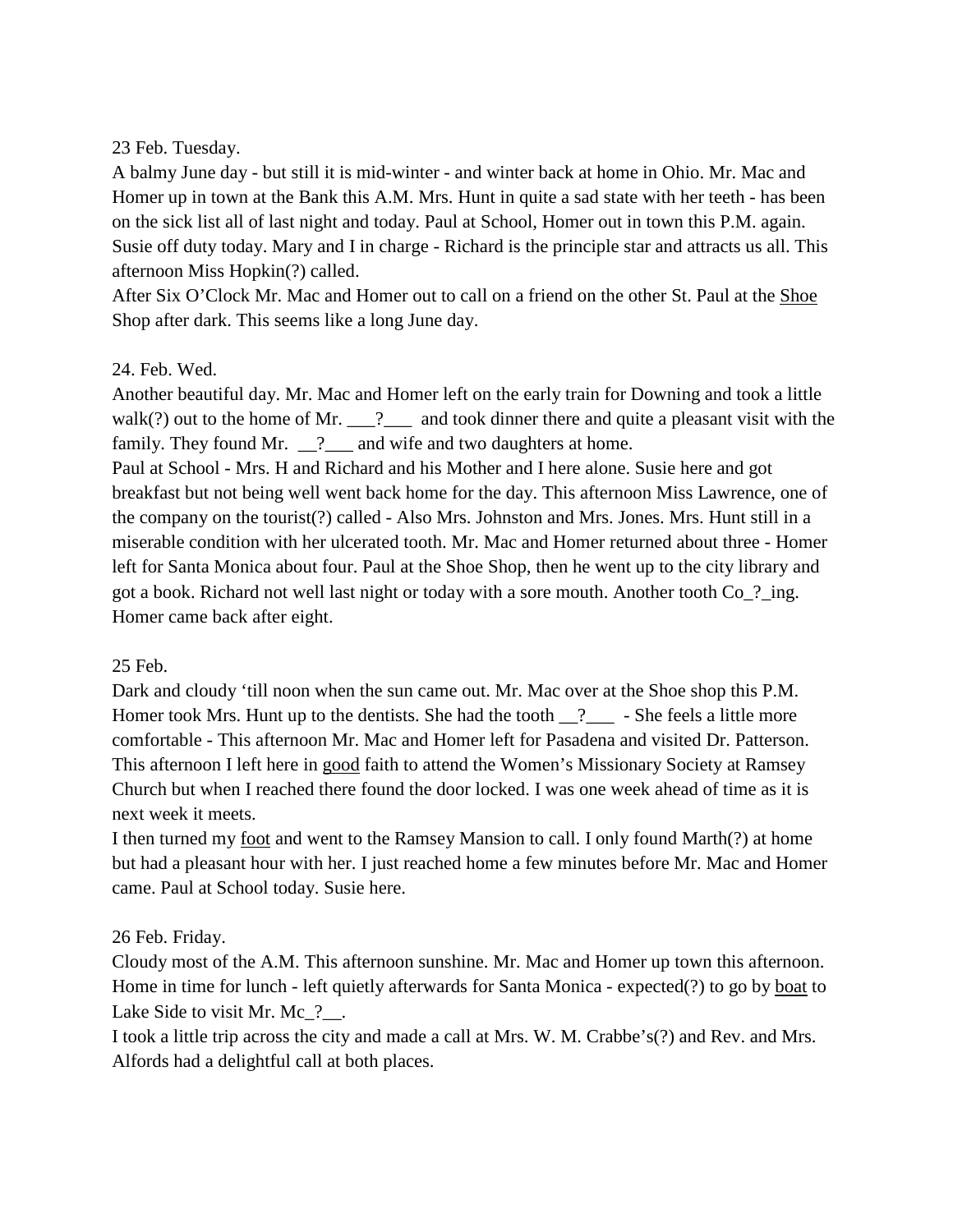23 Feb. Tuesday.

A balmy June day - but still it is mid-winter - and winter back at home in Ohio. Mr. Mac and Homer up in town at the Bank this A.M. Mrs. Hunt in quite a sad state with her teeth - has been on the sick list all of last night and today. Paul at School, Homer out in town this P.M. again. Susie off duty today. Mary and I in charge - Richard is the principle star and attracts us all. This afternoon Miss Hopkin(?) called.

After Six O'Clock Mr. Mac and Homer out to call on a friend on the other St. Paul at the <u>Shoe</u> Shop after dark. This seems like a long June day.

24. Feb. Wed.

Another beautiful day. Mr. Mac and Homer left on the early train for Downing and took a little walk(?) out to the home of Mr. ___?___ and took dinner there and quite a pleasant visit with the family. They found Mr. __?___ and wife and two daughters at home.

Paul at School - Mrs. H and Richard and his Mother and I here alone. Susie here and got breakfast but not being well went back home for the day. This afternoon Miss Lawrence, one of the company on the tourist(?) called - Also Mrs. Johnston and Mrs. Jones. Mrs. Hunt still in a miserable condition with her ulcerated tooth. Mr. Mac and Homer returned about three - Homer left for Santa Monica about four. Paul at the Shoe Shop, then he went up to the city library and got a book. Richard not well last night or today with a sore mouth. Another tooth Co_?_ing. Homer came back after eight.

25 Feb.

Dark and cloudy 'till noon when the sun came out. Mr. Mac over at the Shoe shop this P.M. Homer took Mrs. Hunt up to the dentists. She had the tooth __?___ - She feels a little more comfortable - This afternoon Mr. Mac and Homer left for Pasadena and visited Dr. Patterson. This afternoon I left here in <u>good</u> faith to attend the Women's Missionary Society at Ramsey Church but when I reached there found the door locked. I was one week ahead of time as it is next week it meets.

I then turned my <u>foot</u> and went to the Ramsey Mansion to call. I only found Marth(?) at home but had a pleasant hour with her. I just reached home a few minutes before Mr. Mac and Homer came. Paul at School today. Susie here.

26 Feb. Friday.

Cloudy most of the A.M. This afternoon sunshine. Mr. Mac and Homer up town this afternoon. Home in time for lunch - left quietly afterwards for Santa Monica - expected(?) to go by <u>boat</u> to Lake Side to visit Mr. Mc_?__.

I took a little trip across the city and made a call at Mrs. W. M. Crabbe's(?) and Rev. and Mrs. Alfords had a delightful call at both places.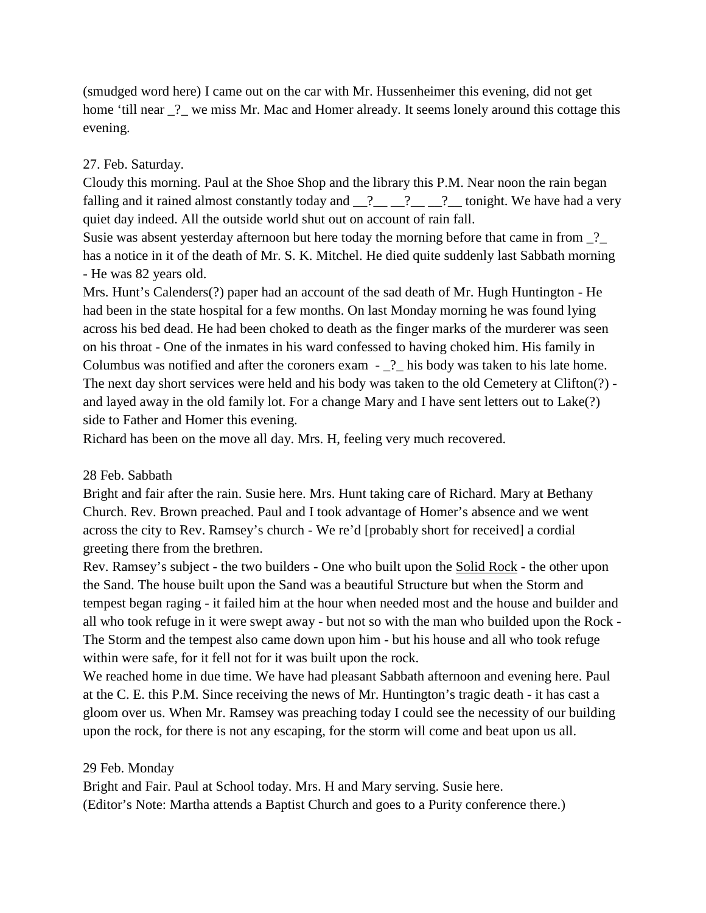(smudged word here) I came out on the car with Mr. Hussenheimer this evening, did not get home 'till near _?_ we miss Mr. Mac and Homer already. It seems lonely around this cottage this evening.

27. Feb. Saturday.

Cloudy this morning. Paul at the Shoe Shop and the library this P.M. Near noon the rain began falling and it rained almost constantly today and __?__ __?__ __?__ tonight. We have had a very quiet day indeed. All the outside world shut out on account of rain fall.

Susie was absent yesterday afternoon but here today the morning before that came in from _?_ has a notice in it of the death of Mr. S. K. Mitchel. He died quite suddenly last Sabbath morning - He was 82 years old.

Mrs. Hunt's Calenders(?) paper had an account of the sad death of Mr. Hugh Huntington - He had been in the state hospital for a few months. On last Monday morning he was found lying across his bed dead. He had been choked to death as the finger marks of the murderer was seen on his throat - One of the inmates in his ward confessed to having choked him. His family in Columbus was notified and after the coroners exam - _?_ his body was taken to his late home. The next day short services were held and his body was taken to the old Cemetery at Clifton(?) - and layed away in the old family lot. For a change Mary and I have sent letters out to Lake(?) side to Father and Homer this evening.

Richard has been on the move all day. Mrs. H, feeling very much recovered.

28 Feb. Sabbath

Bright and fair after the rain. Susie here. Mrs. Hunt taking care of Richard. Mary at Bethany Church. Rev. Brown preached. Paul and I took advantage of Homer's absence and we went across the city to Rev. Ramsey's church - We re'd [probably short for received] a cordial greeting there from the brethren.

Rev. Ramsey's subject - the two builders - One who built upon the <u>Solid Rock</u> - the other upon the Sand. The house built upon the Sand was a beautiful Structure but when the Storm and tempest began raging - it failed him at the hour when needed most and the house and builder and all who took refuge in it were swept away - but not so with the man who builded upon the Rock - The Storm and the tempest also came down upon him - but his house and all who took refuge within were safe, for it fell not for it was built upon the rock.

We reached home in due time. We have had pleasant Sabbath afternoon and evening here. Paul at the C. E. this P.M. Since receiving the news of Mr. Huntington's tragic death - it has cast a gloom over us. When Mr. Ramsey was preaching today I could see the necessity of our building upon the rock, for there is not any escaping, for the storm will come and beat upon us all.

29 Feb. Monday

Bright and Fair. Paul at School today. Mrs. H and Mary serving. Susie here.

(Editor's Note: Martha attends a Baptist Church and goes to a Purity conference there.)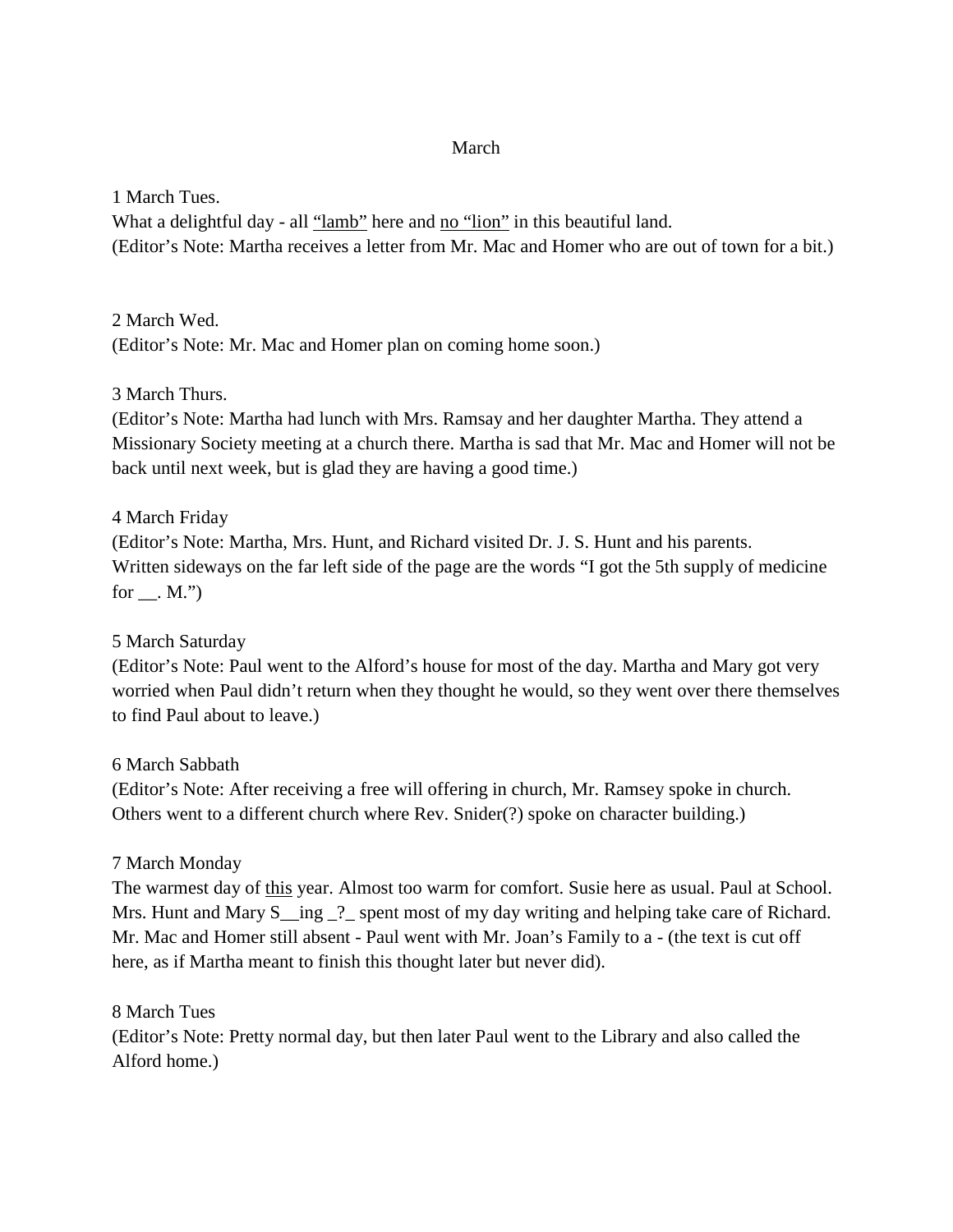# March

1 March Tues.
What a delightful day - all <u>“lamb”</u> here and <u>no “lion”</u> in this beautiful land.
(Editor’s Note: Martha receives a letter from Mr. Mac and Homer who are out of town for a bit.)

2 March Wed.
(Editor’s Note: Mr. Mac and Homer plan on coming home soon.)

3 March Thurs.
(Editor’s Note: Martha had lunch with Mrs. Ramsay and her daughter Martha. They attend a Missionary Society meeting at a church there. Martha is sad that Mr. Mac and Homer will not be back until next week, but is glad they are having a good time.)

4 March Friday
(Editor’s Note: Martha, Mrs. Hunt, and Richard visited Dr. J. S. Hunt and his parents. Written sideways on the far left side of the page are the words “I got the 5th supply of medicine for __. M.”)

5 March Saturday
(Editor’s Note: Paul went to the Alford’s house for most of the day. Martha and Mary got very worried when Paul didn’t return when they thought he would, so they went over there themselves to find Paul about to leave.)

6 March Sabbath
(Editor’s Note: After receiving a free will offering in church, Mr. Ramsey spoke in church. Others went to a different church where Rev. Snider(?) spoke on character building.)

7 March Monday
The warmest day of <u>this</u> year. Almost too warm for comfort. Susie here as usual. Paul at School. Mrs. Hunt and Mary S__ing _?_ spent most of my day writing and helping take care of Richard. Mr. Mac and Homer still absent - Paul went with Mr. Joan’s Family to a - (the text is cut off here, as if Martha meant to finish this thought later but never did).

8 March Tues
(Editor’s Note: Pretty normal day, but then later Paul went to the Library and also called the Alford home.)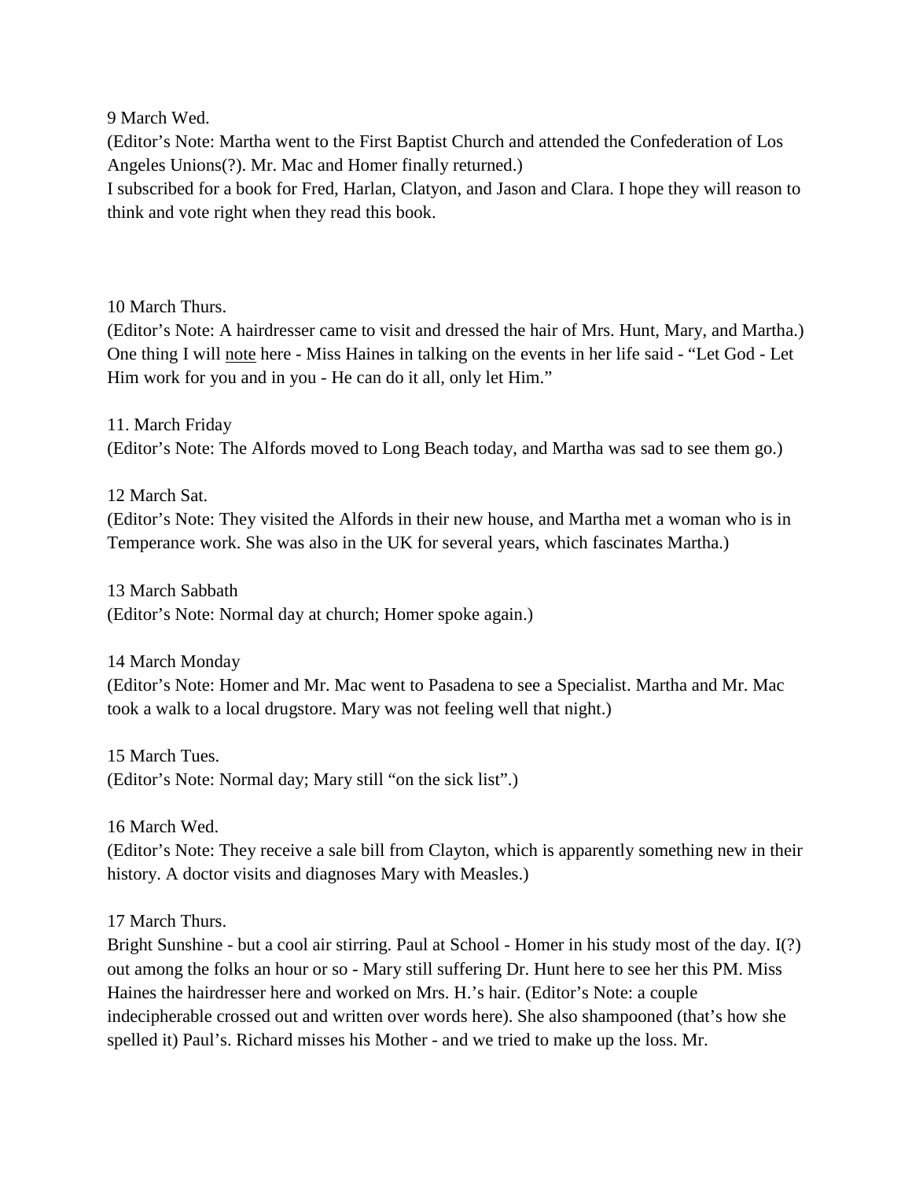9 March Wed.

(Editor's Note: Martha went to the First Baptist Church and attended the Confederation of Los Angeles Unions(?). Mr. Mac and Homer finally returned.)

I subscribed for a book for Fred, Harlan, Clatyon, and Jason and Clara. I hope they will reason to think and vote right when they read this book.

10 March Thurs.

(Editor's Note: A hairdresser came to visit and dressed the hair of Mrs. Hunt, Mary, and Martha.)

One thing I will <u>note</u> here - Miss Haines in talking on the events in her life said - "Let God - Let Him work for you and in you - He can do it all, only let Him."

11. March Friday

(Editor's Note: The Alfords moved to Long Beach today, and Martha was sad to see them go.)

12 March Sat.

(Editor's Note: They visited the Alfords in their new house, and Martha met a woman who is in Temperance work. She was also in the UK for several years, which fascinates Martha.)

13 March Sabbath

(Editor's Note: Normal day at church; Homer spoke again.)

14 March Monday

(Editor's Note: Homer and Mr. Mac went to Pasadena to see a Specialist. Martha and Mr. Mac took a walk to a local drugstore. Mary was not feeling well that night.)

15 March Tues.

(Editor's Note: Normal day; Mary still "on the sick list".)

16 March Wed.

(Editor's Note: They receive a sale bill from Clayton, which is apparently something new in their history. A doctor visits and diagnoses Mary with Measles.)

17 March Thurs.

Bright Sunshine - but a cool air stirring. Paul at School - Homer in his study most of the day. I(?) out among the folks an hour or so - Mary still suffering Dr. Hunt here to see her this PM. Miss Haines the hairdresser here and worked on Mrs. H.'s hair. (Editor's Note: a couple indecipherable crossed out and written over words here). She also shampooned (that's how she spelled it) Paul's. Richard misses his Mother - and we tried to make up the loss. Mr.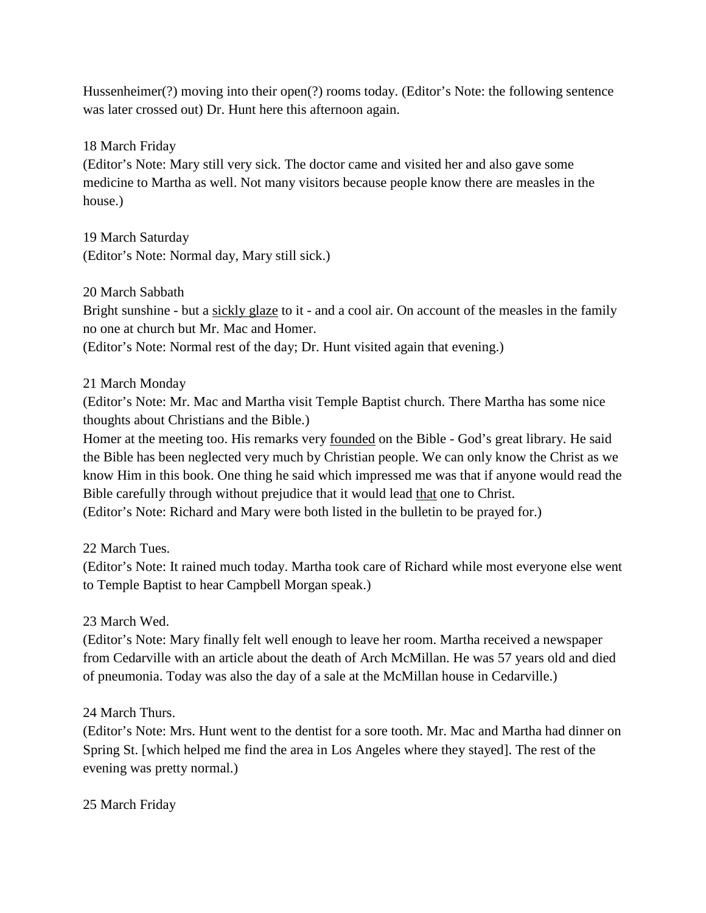Hussenheimer(?) moving into their open(?) rooms today. (Editor's Note: the following sentence was later crossed out) Dr. Hunt here this afternoon again.

18 March Friday
(Editor's Note: Mary still very sick. The doctor came and visited her and also gave some medicine to Martha as well. Not many visitors because people know there are measles in the house.)

19 March Saturday
(Editor's Note: Normal day, Mary still sick.)

20 March Sabbath
Bright sunshine - but a <u>sickly glaze</u> to it - and a cool air. On account of the measles in the family no one at church but Mr. Mac and Homer.
(Editor's Note: Normal rest of the day; Dr. Hunt visited again that evening.)

21 March Monday
(Editor's Note: Mr. Mac and Martha visit Temple Baptist church. There Martha has some nice thoughts about Christians and the Bible.)
Homer at the meeting too. His remarks very <u>founded</u> on the Bible - God's great library. He said the Bible has been neglected very much by Christian people. We can only know the Christ as we know Him in this book. One thing he said which impressed me was that if anyone would read the Bible carefully through without prejudice that it would lead <u>that</u> one to Christ.
(Editor's Note: Richard and Mary were both listed in the bulletin to be prayed for.)

22 March Tues.
(Editor's Note: It rained much today. Martha took care of Richard while most everyone else went to Temple Baptist to hear Campbell Morgan speak.)

23 March Wed.
(Editor's Note: Mary finally felt well enough to leave her room. Martha received a newspaper from Cedarville with an article about the death of Arch McMillan. He was 57 years old and died of pneumonia. Today was also the day of a sale at the McMillan house in Cedarville.)

24 March Thurs.
(Editor's Note: Mrs. Hunt went to the dentist for a sore tooth. Mr. Mac and Martha had dinner on Spring St. [which helped me find the area in Los Angeles where they stayed]. The rest of the evening was pretty normal.)

25 March Friday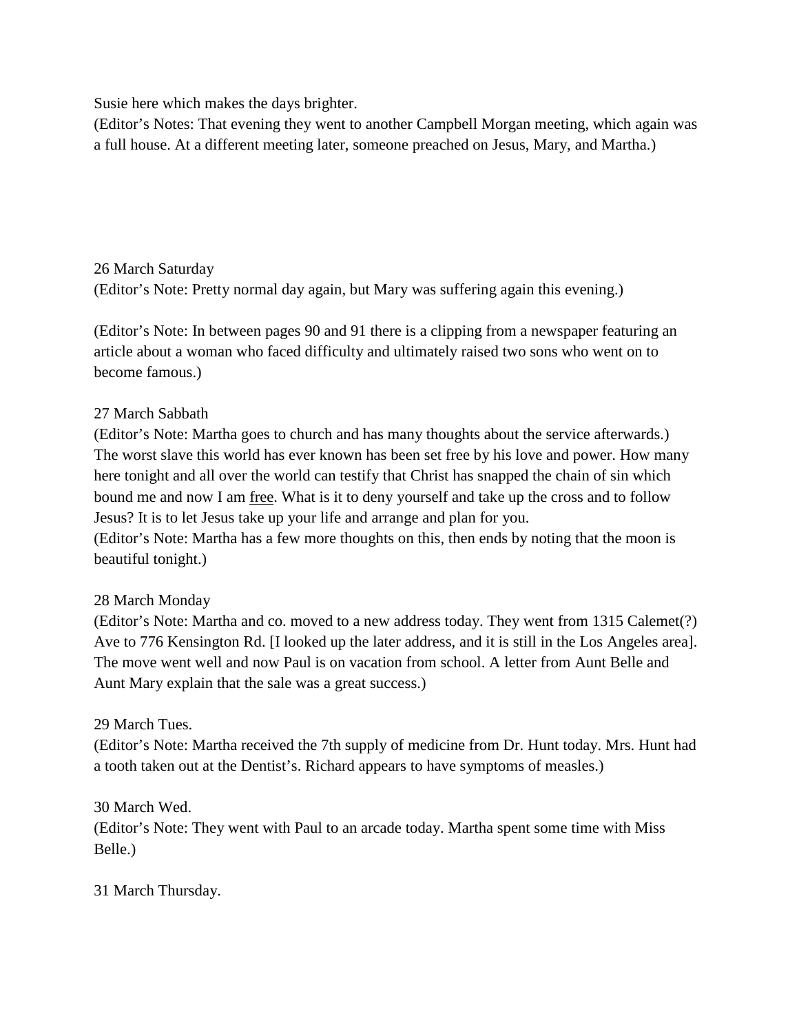Susie here which makes the days brighter.
(Editor's Notes: That evening they went to another Campbell Morgan meeting, which again was a full house. At a different meeting later, someone preached on Jesus, Mary, and Martha.)

26 March Saturday
(Editor's Note: Pretty normal day again, but Mary was suffering again this evening.)

(Editor's Note: In between pages 90 and 91 there is a clipping from a newspaper featuring an article about a woman who faced difficulty and ultimately raised two sons who went on to become famous.)

27 March Sabbath
(Editor's Note: Martha goes to church and has many thoughts about the service afterwards.)
The worst slave this world has ever known has been set free by his love and power. How many here tonight and all over the world can testify that Christ has snapped the chain of sin which bound me and now I am <u>free</u>. What is it to deny yourself and take up the cross and to follow Jesus? It is to let Jesus take up your life and arrange and plan for you.
(Editor's Note: Martha has a few more thoughts on this, then ends by noting that the moon is beautiful tonight.)

28 March Monday
(Editor's Note: Martha and co. moved to a new address today. They went from 1315 Calemet(?) Ave to 776 Kensington Rd. [I looked up the later address, and it is still in the Los Angeles area]. The move went well and now Paul is on vacation from school. A letter from Aunt Belle and Aunt Mary explain that the sale was a great success.)

29 March Tues.
(Editor's Note: Martha received the 7th supply of medicine from Dr. Hunt today. Mrs. Hunt had a tooth taken out at the Dentist's. Richard appears to have symptoms of measles.)

30 March Wed.
(Editor's Note: They went with Paul to an arcade today. Martha spent some time with Miss Belle.)

31 March Thursday.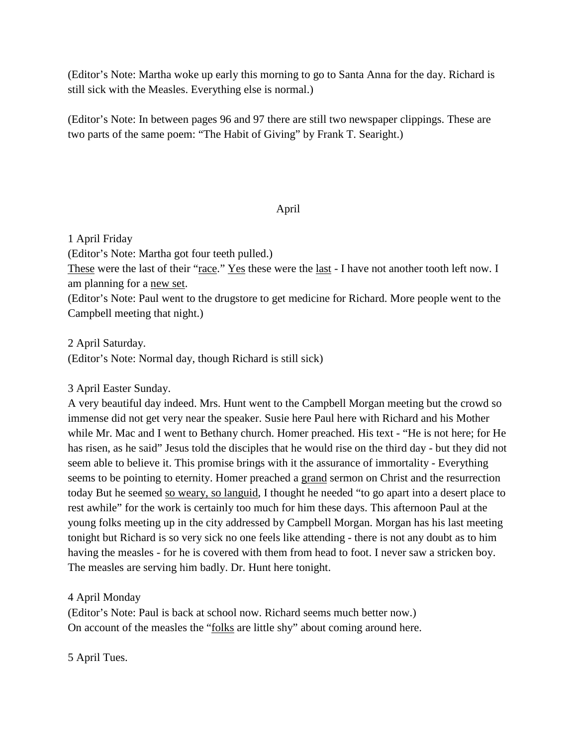(Editor's Note: Martha woke up early this morning to go to Santa Anna for the day. Richard is still sick with the Measles. Everything else is normal.)

(Editor's Note: In between pages 96 and 97 there are still two newspaper clippings. These are two parts of the same poem: "The Habit of Giving" by Frank T. Searight.)

April

1 April Friday

(Editor's Note: Martha got four teeth pulled.)

<u>These</u> were the last of their "<u>race</u>." <u>Yes</u> these were the <u>last</u> - I have not another tooth left now. I am planning for a <u>new set</u>.

(Editor's Note: Paul went to the drugstore to get medicine for Richard. More people went to the Campbell meeting that night.)

2 April Saturday.

(Editor's Note: Normal day, though Richard is still sick)

3 April Easter Sunday.

A very beautiful day indeed. Mrs. Hunt went to the Campbell Morgan meeting but the crowd so immense did not get very near the speaker. Susie here Paul here with Richard and his Mother while Mr. Mac and I went to Bethany church. Homer preached. His text - "He is not here; for He has risen, as he said" Jesus told the disciples that he would rise on the third day - but they did not seem able to believe it. This promise brings with it the assurance of immortality - Everything seems to be pointing to eternity. Homer preached a <u>grand</u> sermon on Christ and the resurrection today But he seemed <u>so weary, so languid</u>, I thought he needed "to go apart into a desert place to rest awhile" for the work is certainly too much for him these days. This afternoon Paul at the young folks meeting up in the city addressed by Campbell Morgan. Morgan has his last meeting tonight but Richard is so very sick no one feels like attending - there is not any doubt as to him having the measles - for he is covered with them from head to foot. I never saw a stricken boy. The measles are serving him badly. Dr. Hunt here tonight.

4 April Monday

(Editor's Note: Paul is back at school now. Richard seems much better now.)

On account of the measles the "<u>folks</u> are little shy" about coming around here.

5 April Tues.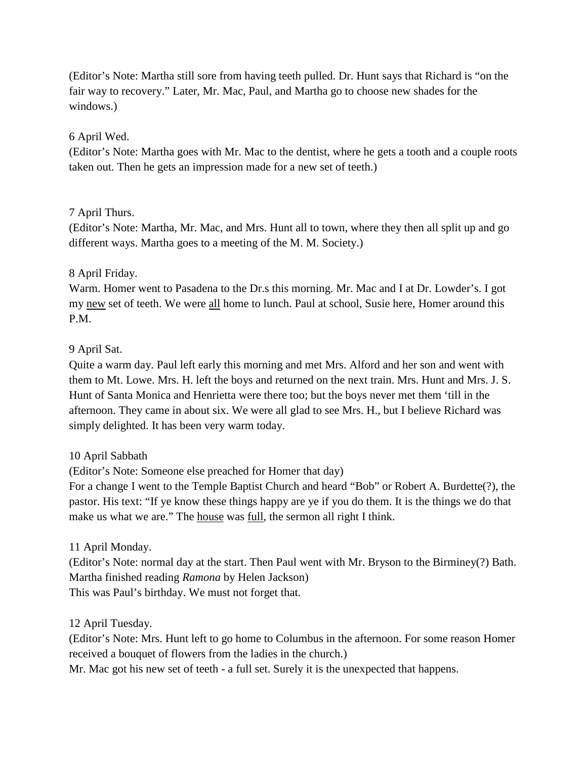(Editor's Note: Martha still sore from having teeth pulled. Dr. Hunt says that Richard is "on the fair way to recovery." Later, Mr. Mac, Paul, and Martha go to choose new shades for the windows.)

6 April Wed.
(Editor's Note: Martha goes with Mr. Mac to the dentist, where he gets a tooth and a couple roots taken out. Then he gets an impression made for a new set of teeth.)

7 April Thurs.
(Editor's Note: Martha, Mr. Mac, and Mrs. Hunt all to town, where they then all split up and go different ways. Martha goes to a meeting of the M. M. Society.)

8 April Friday.
Warm. Homer went to Pasadena to the Dr.s this morning. Mr. Mac and I at Dr. Lowder's. I got my <u>new</u> set of teeth. We were <u>all</u> home to lunch. Paul at school, Susie here, Homer around this P.M.

9 April Sat.
Quite a warm day. Paul left early this morning and met Mrs. Alford and her son and went with them to Mt. Lowe. Mrs. H. left the boys and returned on the next train. Mrs. Hunt and Mrs. J. S. Hunt of Santa Monica and Henrietta were there too; but the boys never met them 'till in the afternoon. They came in about six. We were all glad to see Mrs. H., but I believe Richard was simply delighted. It has been very warm today.

10 April Sabbath
(Editor's Note: Someone else preached for Homer that day)
For a change I went to the Temple Baptist Church and heard "Bob" or Robert A. Burdette(?), the pastor. His text: "If ye know these things happy are ye if you do them. It is the things we do that make us what we are." The <u>house</u> was <u>full</u>, the sermon all right I think.

11 April Monday.
(Editor's Note: normal day at the start. Then Paul went with Mr. Bryson to the Birminey(?) Bath. Martha finished reading *Ramona* by Helen Jackson)
This was Paul's birthday. We must not forget that.

12 April Tuesday.
(Editor's Note: Mrs. Hunt left to go home to Columbus in the afternoon. For some reason Homer received a bouquet of flowers from the ladies in the church.)
Mr. Mac got his new set of teeth - a full set. Surely it is the unexpected that happens.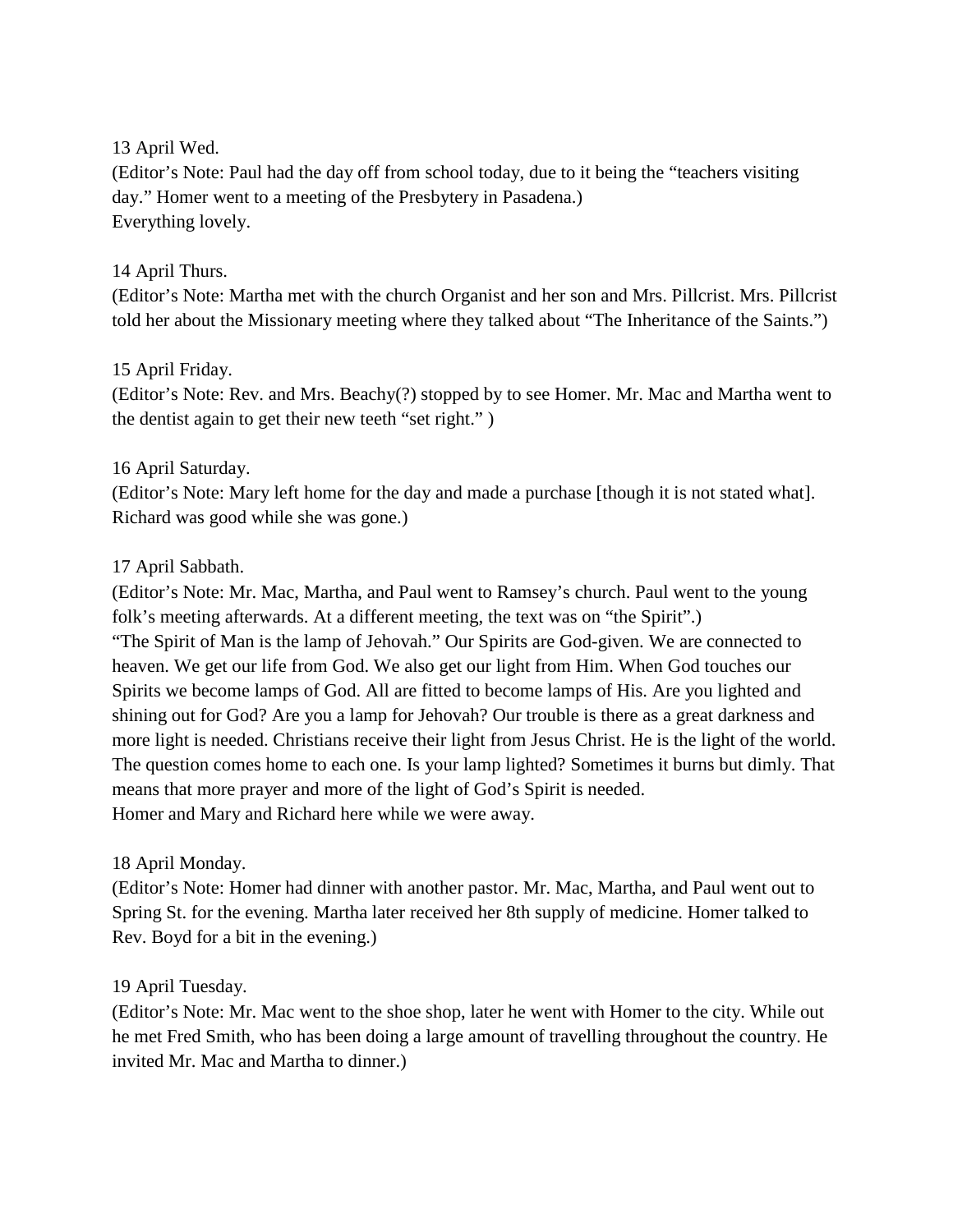13 April Wed.
(Editor's Note: Paul had the day off from school today, due to it being the "teachers visiting day." Homer went to a meeting of the Presbytery in Pasadena.)
Everything lovely.

14 April Thurs.
(Editor's Note: Martha met with the church Organist and her son and Mrs. Pillcrist. Mrs. Pillcrist told her about the Missionary meeting where they talked about "The Inheritance of the Saints.")

15 April Friday.
(Editor's Note: Rev. and Mrs. Beachy(?) stopped by to see Homer. Mr. Mac and Martha went to the dentist again to get their new teeth "set right." )

16 April Saturday.
(Editor's Note: Mary left home for the day and made a purchase [though it is not stated what]. Richard was good while she was gone.)

17 April Sabbath.
(Editor's Note: Mr. Mac, Martha, and Paul went to Ramsey's church. Paul went to the young folk's meeting afterwards. At a different meeting, the text was on "the Spirit".)
"The Spirit of Man is the lamp of Jehovah." Our Spirits are God-given. We are connected to heaven. We get our life from God. We also get our light from Him. When God touches our Spirits we become lamps of God. All are fitted to become lamps of His. Are you lighted and shining out for God? Are you a lamp for Jehovah? Our trouble is there as a great darkness and more light is needed. Christians receive their light from Jesus Christ. He is the light of the world. The question comes home to each one. Is your lamp lighted? Sometimes it burns but dimly. That means that more prayer and more of the light of God's Spirit is needed.
Homer and Mary and Richard here while we were away.

18 April Monday.
(Editor's Note: Homer had dinner with another pastor. Mr. Mac, Martha, and Paul went out to Spring St. for the evening. Martha later received her 8th supply of medicine. Homer talked to Rev. Boyd for a bit in the evening.)

19 April Tuesday.
(Editor's Note: Mr. Mac went to the shoe shop, later he went with Homer to the city. While out he met Fred Smith, who has been doing a large amount of travelling throughout the country. He invited Mr. Mac and Martha to dinner.)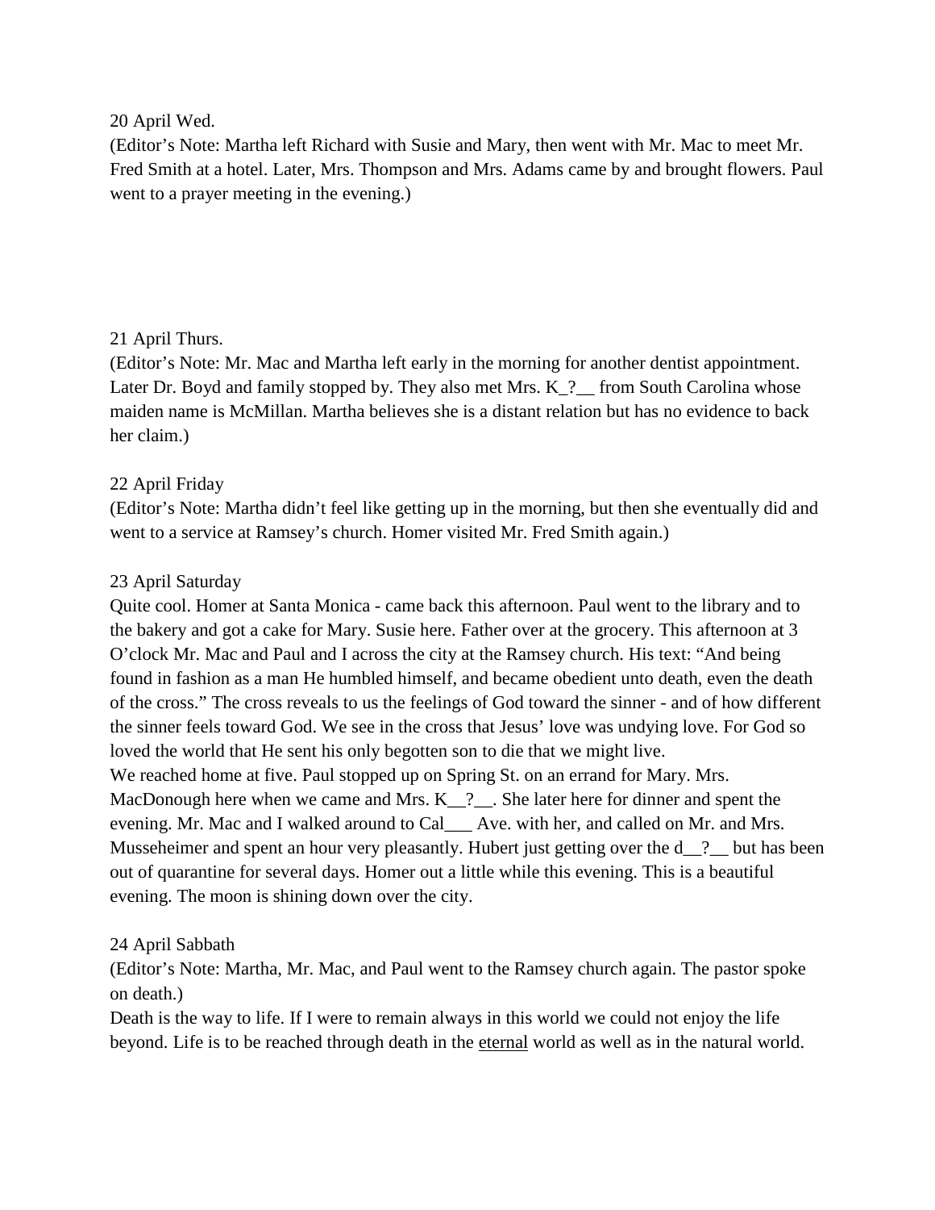20 April Wed.

(Editor's Note: Martha left Richard with Susie and Mary, then went with Mr. Mac to meet Mr. Fred Smith at a hotel. Later, Mrs. Thompson and Mrs. Adams came by and brought flowers. Paul went to a prayer meeting in the evening.)

21 April Thurs.

(Editor's Note: Mr. Mac and Martha left early in the morning for another dentist appointment. Later Dr. Boyd and family stopped by. They also met Mrs. K_?__ from South Carolina whose maiden name is McMillan. Martha believes she is a distant relation but has no evidence to back her claim.)

22 April Friday

(Editor's Note: Martha didn't feel like getting up in the morning, but then she eventually did and went to a service at Ramsey's church. Homer visited Mr. Fred Smith again.)

23 April Saturday

Quite cool. Homer at Santa Monica - came back this afternoon. Paul went to the library and to the bakery and got a cake for Mary. Susie here. Father over at the grocery. This afternoon at 3 O'clock Mr. Mac and Paul and I across the city at the Ramsey church. His text: "And being found in fashion as a man He humbled himself, and became obedient unto death, even the death of the cross." The cross reveals to us the feelings of God toward the sinner - and of how different the sinner feels toward God. We see in the cross that Jesus' love was undying love. For God so loved the world that He sent his only begotten son to die that we might live.

We reached home at five. Paul stopped up on Spring St. on an errand for Mary. Mrs. MacDonough here when we came and Mrs. K__?__. She later here for dinner and spent the evening. Mr. Mac and I walked around to Cal___ Ave. with her, and called on Mr. and Mrs. Musseheimer and spent an hour very pleasantly. Hubert just getting over the d__?__ but has been out of quarantine for several days. Homer out a little while this evening. This is a beautiful evening. The moon is shining down over the city.

24 April Sabbath

(Editor's Note: Martha, Mr. Mac, and Paul went to the Ramsey church again. The pastor spoke on death.)

Death is the way to life. If I were to remain always in this world we could not enjoy the life beyond. Life is to be reached through death in the <u>eternal</u> world as well as in the natural world.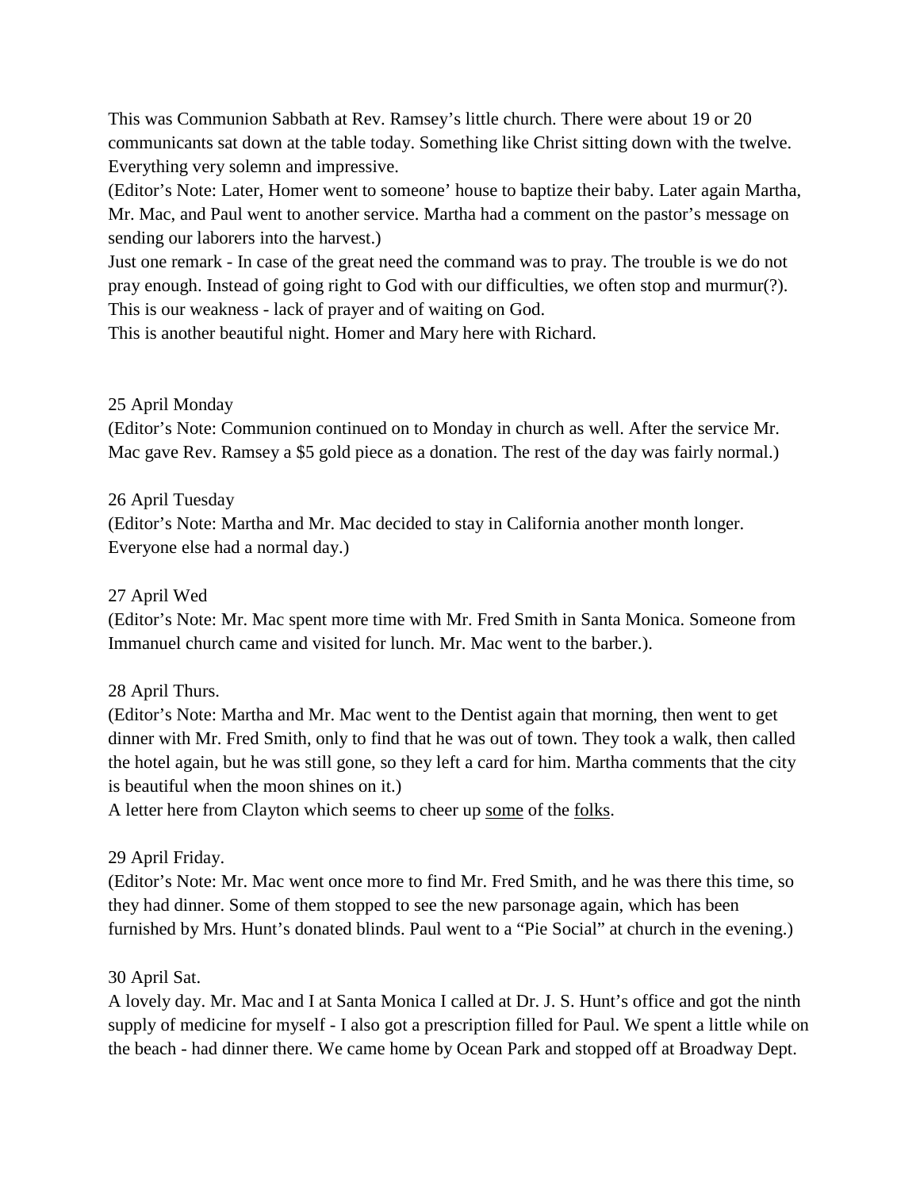This was Communion Sabbath at Rev. Ramsey's little church. There were about 19 or 20 communicants sat down at the table today. Something like Christ sitting down with the twelve. Everything very solemn and impressive.

(Editor's Note: Later, Homer went to someone' house to baptize their baby. Later again Martha, Mr. Mac, and Paul went to another service. Martha had a comment on the pastor's message on sending our laborers into the harvest.)

Just one remark - In case of the great need the command was to pray. The trouble is we do not pray enough. Instead of going right to God with our difficulties, we often stop and murmur(?). This is our weakness - lack of prayer and of waiting on God.

This is another beautiful night. Homer and Mary here with Richard.

25 April Monday

(Editor's Note: Communion continued on to Monday in church as well. After the service Mr. Mac gave Rev. Ramsey a $5 gold piece as a donation. The rest of the day was fairly normal.)

26 April Tuesday

(Editor's Note: Martha and Mr. Mac decided to stay in California another month longer. Everyone else had a normal day.)

27 April Wed

(Editor's Note: Mr. Mac spent more time with Mr. Fred Smith in Santa Monica. Someone from Immanuel church came and visited for lunch. Mr. Mac went to the barber.).

28 April Thurs.

(Editor's Note: Martha and Mr. Mac went to the Dentist again that morning, then went to get dinner with Mr. Fred Smith, only to find that he was out of town. They took a walk, then called the hotel again, but he was still gone, so they left a card for him. Martha comments that the city is beautiful when the moon shines on it.)

A letter here from Clayton which seems to cheer up <u>some</u> of the <u>folks</u>.

29 April Friday.

(Editor's Note: Mr. Mac went once more to find Mr. Fred Smith, and he was there this time, so they had dinner. Some of them stopped to see the new parsonage again, which has been furnished by Mrs. Hunt's donated blinds. Paul went to a "Pie Social" at church in the evening.)

30 April Sat.

A lovely day. Mr. Mac and I at Santa Monica I called at Dr. J. S. Hunt's office and got the ninth supply of medicine for myself - I also got a prescription filled for Paul. We spent a little while on the beach - had dinner there. We came home by Ocean Park and stopped off at Broadway Dept.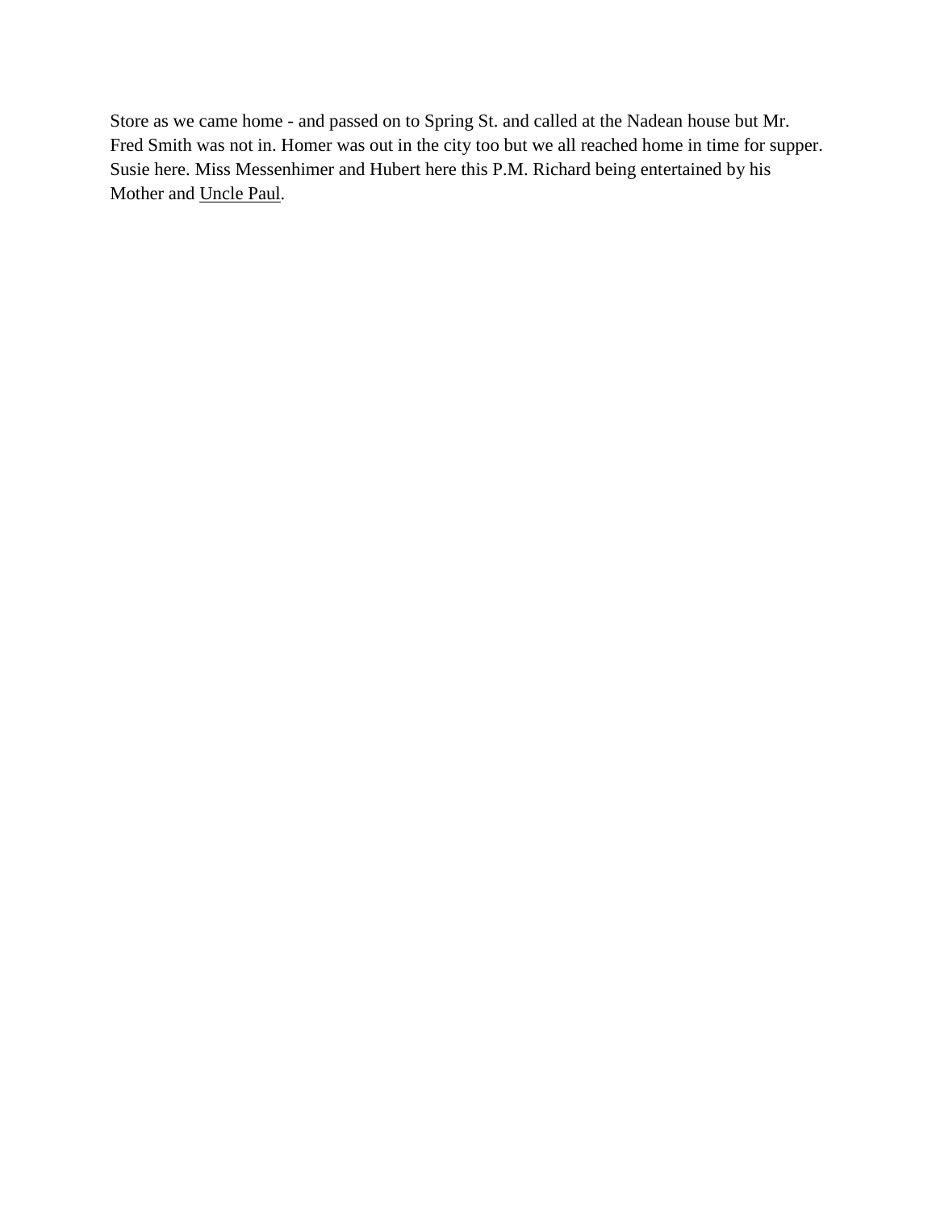Store as we came home - and passed on to Spring St. and called at the Nadean house but Mr. Fred Smith was not in. Homer was out in the city too but we all reached home in time for supper. Susie here. Miss Messenhimer and Hubert here this P.M. Richard being entertained by his Mother and <u>Uncle Paul</u>.